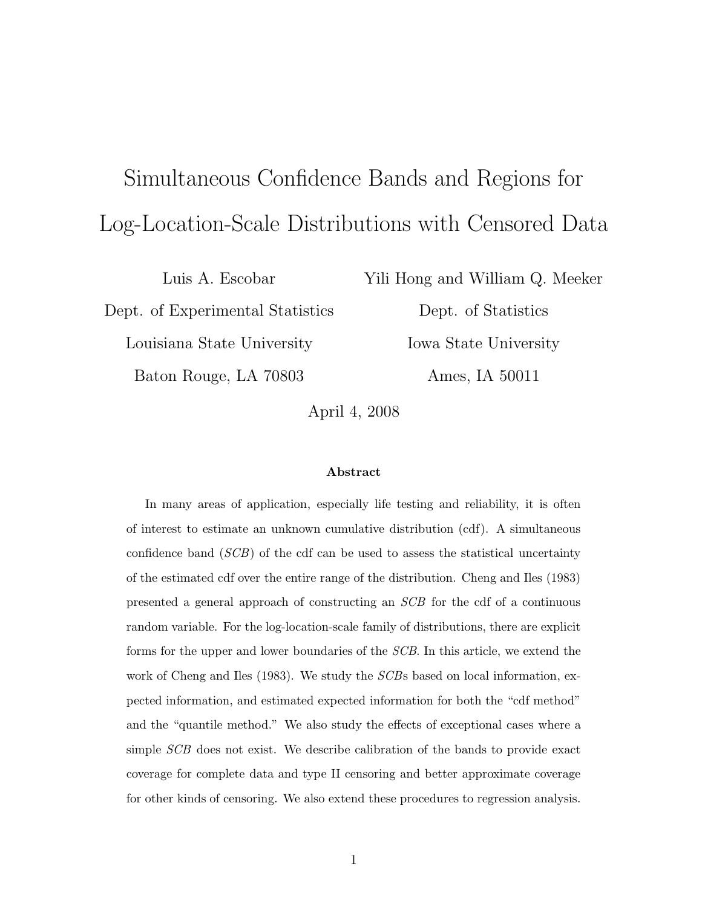# Simultaneous Confidence Bands and Regions for Log-Location-Scale Distributions with Censored Data

Luis A. Escobar
Dept. of Experimental Statistics
Louisiana State University
Baton Rouge, LA 70803

Yili Hong and William Q. Meeker
Dept. of Statistics
Iowa State University
Ames, IA 50011

April 4, 2008

### Abstract

In many areas of application, especially life testing and reliability, it is often of interest to estimate an unknown cumulative distribution (cdf). A simultaneous confidence band (*SCB*) of the cdf can be used to assess the statistical uncertainty of the estimated cdf over the entire range of the distribution. Cheng and Iles (1983) presented a general approach of constructing an *SCB* for the cdf of a continuous random variable. For the log-location-scale family of distributions, there are explicit forms for the upper and lower boundaries of the *SCB*. In this article, we extend the work of Cheng and Iles (1983). We study the *SCB*s based on local information, expected information, and estimated expected information for both the "cdf method" and the "quantile method." We also study the effects of exceptional cases where a simple *SCB* does not exist. We describe calibration of the bands to provide exact coverage for complete data and type II censoring and better approximate coverage for other kinds of censoring. We also extend these procedures to regression analysis.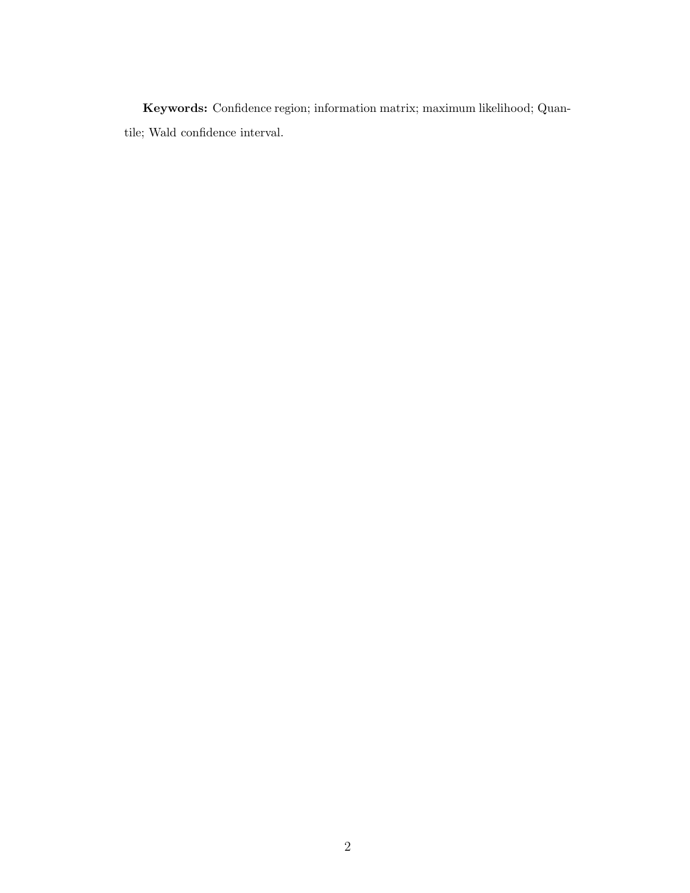**Keywords:** Confidence region; information matrix; maximum likelihood; Quantile; Wald confidence interval.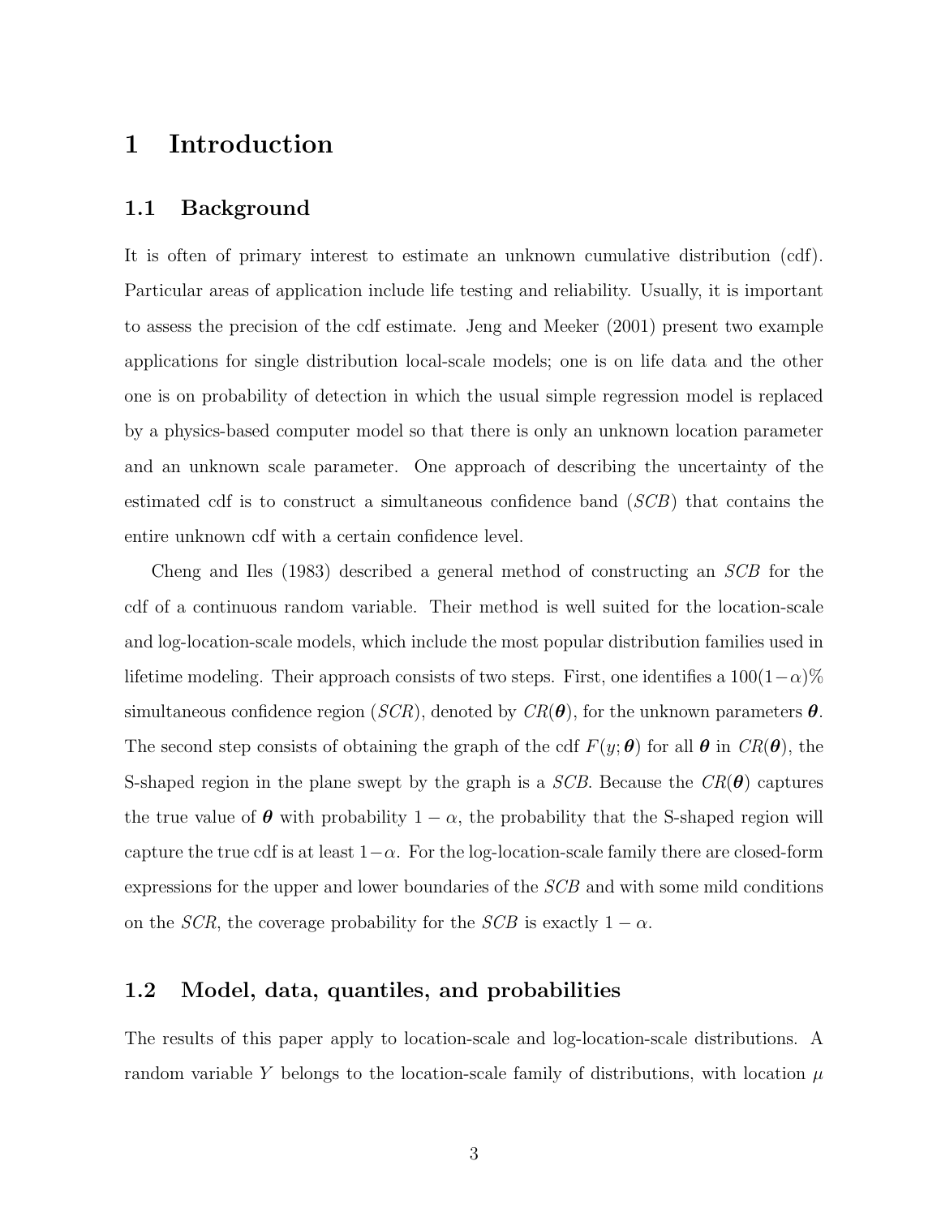# 1 Introduction

## 1.1 Background

It is often of primary interest to estimate an unknown cumulative distribution (cdf). Particular areas of application include life testing and reliability. Usually, it is important to assess the precision of the cdf estimate. Jeng and Meeker (2001) present two example applications for single distribution local-scale models; one is on life data and the other one is on probability of detection in which the usual simple regression model is replaced by a physics-based computer model so that there is only an unknown location parameter and an unknown scale parameter. One approach of describing the uncertainty of the estimated cdf is to construct a simultaneous confidence band (*SCB*) that contains the entire unknown cdf with a certain confidence level.

Cheng and Iles (1983) described a general method of constructing an *SCB* for the cdf of a continuous random variable. Their method is well suited for the location-scale and log-location-scale models, which include the most popular distribution families used in lifetime modeling. Their approach consists of two steps. First, one identifies a $100(1-\alpha)\%$ simultaneous confidence region (*SCR*), denoted by $CR(\boldsymbol{\theta})$, for the unknown parameters $\boldsymbol{\theta}$. The second step consists of obtaining the graph of the cdf $F(y;\boldsymbol{\theta})$ for all $\boldsymbol{\theta}$ in $CR(\boldsymbol{\theta})$, the S-shaped region in the plane swept by the graph is a *SCB*. Because the $CR(\boldsymbol{\theta})$ captures the true value of $\boldsymbol{\theta}$ with probability $1-\alpha$, the probability that the S-shaped region will capture the true cdf is at least $1-\alpha$. For the log-location-scale family there are closed-form expressions for the upper and lower boundaries of the *SCB* and with some mild conditions on the *SCR*, the coverage probability for the *SCB* is exactly $1-\alpha$.

## 1.2 Model, data, quantiles, and probabilities

The results of this paper apply to location-scale and log-location-scale distributions. A random variable $Y$ belongs to the location-scale family of distributions, with location $\mu$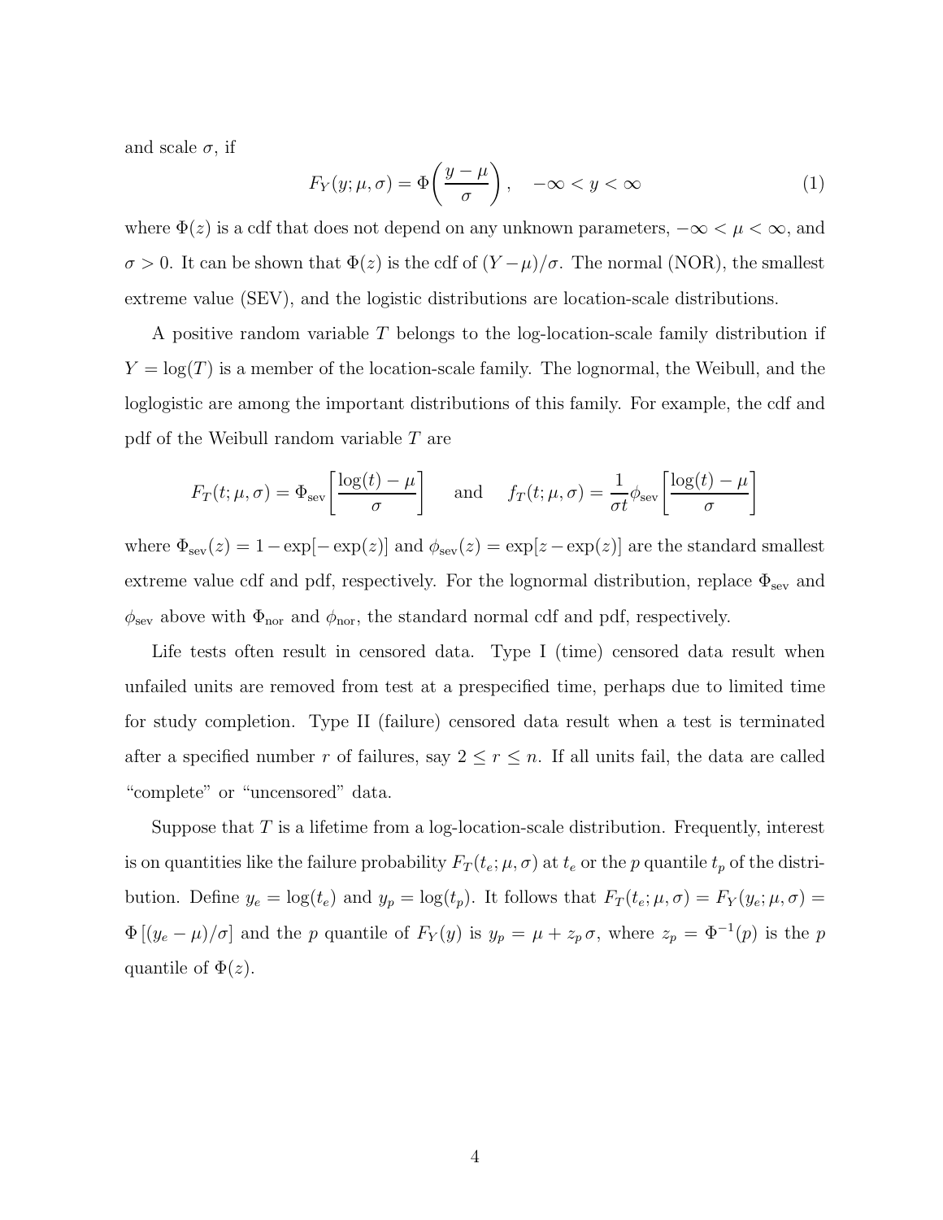and scale $\sigma$, if

$$F_Y(y;\mu,\sigma) = \Phi\left(\frac{y-\mu}{\sigma}\right), \quad -\infty < y < \infty \tag{1}$$

where $\Phi(z)$ is a cdf that does not depend on any unknown parameters, $-\infty < \mu < \infty$, and $\sigma > 0$. It can be shown that $\Phi(z)$ is the cdf of $(Y-\mu)/\sigma$. The normal (NOR), the smallest extreme value (SEV), and the logistic distributions are location-scale distributions.

A positive random variable $T$ belongs to the log-location-scale family distribution if $Y = \log(T)$ is a member of the location-scale family. The lognormal, the Weibull, and the loglogistic are among the important distributions of this family. For example, the cdf and pdf of the Weibull random variable $T$ are

$$F_T(t;\mu,\sigma) = \Phi_{\text{sev}}\left[\frac{\log(t)-\mu}{\sigma}\right] \quad \text{ and } \quad f_T(t;\mu,\sigma) = \frac{1}{\sigma t}\phi_{\text{sev}}\left[\frac{\log(t)-\mu}{\sigma}\right]$$

where $\Phi_{\text{sev}}(z) = 1 - \exp[-\exp(z)]$ and $\phi_{\text{sev}}(z) = \exp[z - \exp(z)]$ are the standard smallest extreme value cdf and pdf, respectively. For the lognormal distribution, replace $\Phi_{\text{sev}}$ and $\phi_{\text{sev}}$ above with $\Phi_{\text{nor}}$ and $\phi_{\text{nor}}$, the standard normal cdf and pdf, respectively.

Life tests often result in censored data. Type I (time) censored data result when unfailed units are removed from test at a prespecified time, perhaps due to limited time for study completion. Type II (failure) censored data result when a test is terminated after a specified number $r$ of failures, say $2 \leq r \leq n$. If all units fail, the data are called "complete" or "uncensored" data.

Suppose that $T$ is a lifetime from a log-location-scale distribution. Frequently, interest is on quantities like the failure probability $F_T(t_e;\mu,\sigma)$ at $t_e$ or the $p$ quantile $t_p$ of the distribution. Define $y_e = \log(t_e)$ and $y_p = \log(t_p)$. It follows that $F_T(t_e;\mu,\sigma) = F_Y(y_e;\mu,\sigma) = \Phi\left[(y_e-\mu)/\sigma\right]$ and the $p$ quantile of $F_Y(y)$ is $y_p = \mu + z_p\,\sigma$, where $z_p = \Phi^{-1}(p)$ is the $p$ quantile of $\Phi(z)$.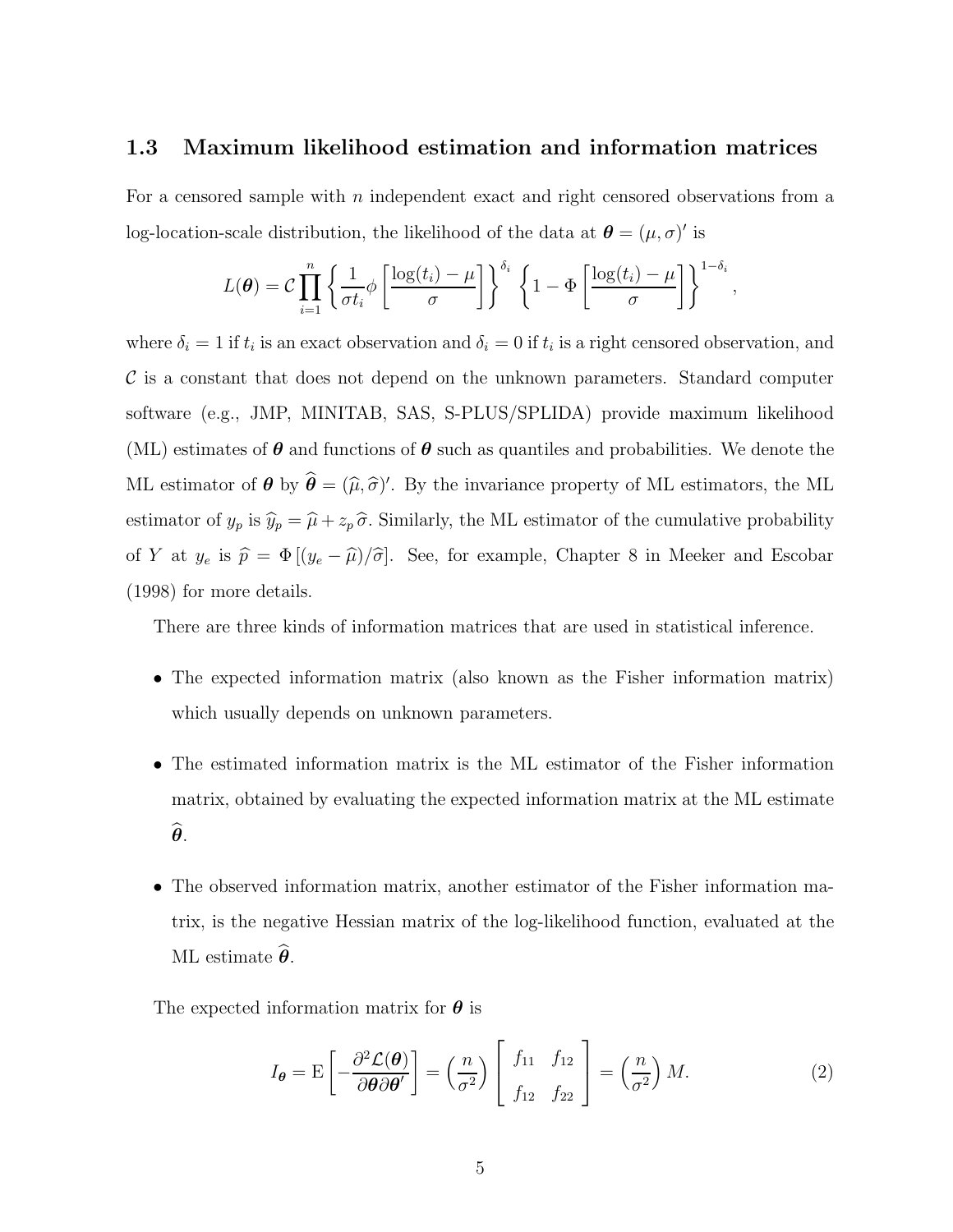### 1.3 Maximum likelihood estimation and information matrices

For a censored sample with $n$ independent exact and right censored observations from a log-location-scale distribution, the likelihood of the data at $\boldsymbol{\theta} = (\mu, \sigma)'$ is

$$L(\boldsymbol{\theta}) = \mathcal{C} \prod_{i=1}^{n} \left\{ \frac{1}{\sigma t_i} \phi \left[ \frac{\log(t_i) - \mu}{\sigma} \right] \right\}^{\delta_i} \left\{ 1 - \Phi \left[ \frac{\log(t_i) - \mu}{\sigma} \right] \right\}^{1-\delta_i},$$

where $\delta_i = 1$ if $t_i$ is an exact observation and $\delta_i = 0$ if $t_i$ is a right censored observation, and $\mathcal{C}$ is a constant that does not depend on the unknown parameters. Standard computer software (e.g., JMP, MINITAB, SAS, S-PLUS/SPLIDA) provide maximum likelihood (ML) estimates of $\boldsymbol{\theta}$ and functions of $\boldsymbol{\theta}$ such as quantiles and probabilities. We denote the ML estimator of $\boldsymbol{\theta}$ by $\widehat{\boldsymbol{\theta}} = (\widehat{\mu}, \widehat{\sigma})'$. By the invariance property of ML estimators, the ML estimator of $y_p$ is $\widehat{y}_p = \widehat{\mu} + z_p \widehat{\sigma}$. Similarly, the ML estimator of the cumulative probability of $Y$ at $y_e$ is $\widehat{p} = \Phi\left[(y_e - \widehat{\mu})/\widehat{\sigma}\right]$. See, for example, Chapter 8 in Meeker and Escobar (1998) for more details.

There are three kinds of information matrices that are used in statistical inference.

- The expected information matrix (also known as the Fisher information matrix) which usually depends on unknown parameters.
- The estimated information matrix is the ML estimator of the Fisher information matrix, obtained by evaluating the expected information matrix at the ML estimate $\widehat{\boldsymbol{\theta}}$.
- The observed information matrix, another estimator of the Fisher information matrix, is the negative Hessian matrix of the log-likelihood function, evaluated at the ML estimate $\widehat{\boldsymbol{\theta}}$.

The expected information matrix for $\boldsymbol{\theta}$ is

$$I_{\boldsymbol{\theta}} = \mathrm{E}\left[ -\frac{\partial^2 \mathcal{L}(\boldsymbol{\theta})}{\partial \boldsymbol{\theta} \partial \boldsymbol{\theta}'} \right] = \left( \frac{n}{\sigma^2} \right) \begin{bmatrix} f_{11} & f_{12} \\ f_{12} & f_{22} \end{bmatrix} = \left( \frac{n}{\sigma^2} \right) M. \tag{2}$$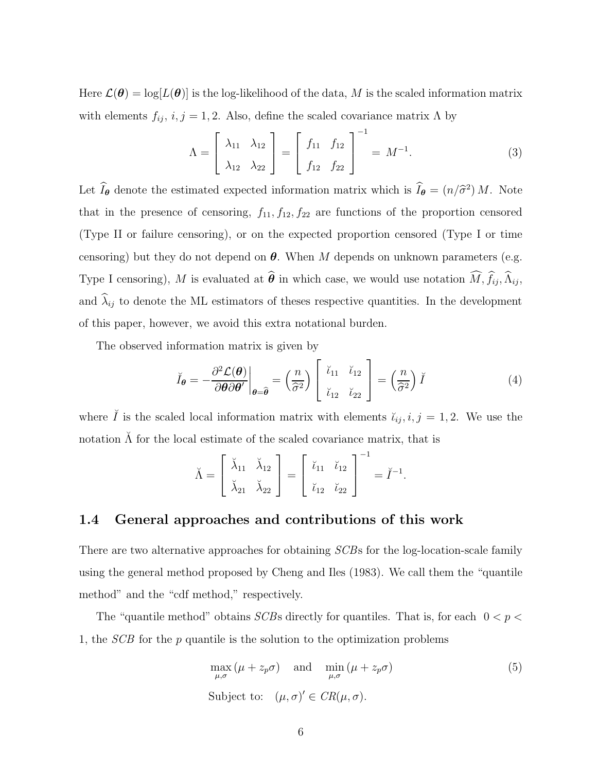Here $\mathcal{L}(\boldsymbol{\theta}) = \log[L(\boldsymbol{\theta})]$ is the log-likelihood of the data, $M$ is the scaled information matrix with elements $f_{ij}$, $i, j = 1, 2$. Also, define the scaled covariance matrix $\Lambda$ by

$$\Lambda = \begin{bmatrix} \lambda_{11} & \lambda_{12} \\ \lambda_{12} & \lambda_{22} \end{bmatrix} = \begin{bmatrix} f_{11} & f_{12} \\ f_{12} & f_{22} \end{bmatrix}^{-1} = M^{-1}. \tag{3}$$

Let $\widehat{I}_{\boldsymbol{\theta}}$ denote the estimated expected information matrix which is $\widehat{I}_{\boldsymbol{\theta}} = (n/\widehat{\sigma}^2)\, M$. Note that in the presence of censoring, $f_{11}, f_{12}, f_{22}$ are functions of the proportion censored (Type II or failure censoring), or on the expected proportion censored (Type I or time censoring) but they do not depend on $\boldsymbol{\theta}$. When $M$ depends on unknown parameters (e.g. Type I censoring), $M$ is evaluated at $\widehat{\boldsymbol{\theta}}$ in which case, we would use notation $\widehat{M}, \widehat{f}_{ij}, \widehat{\Lambda}_{ij}$, and $\widehat{\lambda}_{ij}$ to denote the ML estimators of theses respective quantities. In the development of this paper, however, we avoid this extra notational burden.

The observed information matrix is given by

$$\breve{I}_{\boldsymbol{\theta}} = -\frac{\partial^2 \mathcal{L}(\boldsymbol{\theta})}{\partial \boldsymbol{\theta} \partial \boldsymbol{\theta}'}\bigg|_{\boldsymbol{\theta}=\widehat{\boldsymbol{\theta}}} = \left(\frac{n}{\widehat{\sigma}^2}\right) \begin{bmatrix} \breve{\imath}_{11} & \breve{\imath}_{12} \\ \breve{\imath}_{12} & \breve{\imath}_{22} \end{bmatrix} = \left(\frac{n}{\widehat{\sigma}^2}\right) \breve{I} \tag{4}$$

where $\breve{I}$ is the scaled local information matrix with elements $\breve{\imath}_{ij}, i, j = 1, 2$. We use the notation $\breve{\Lambda}$ for the local estimate of the scaled covariance matrix, that is

$$\breve{\Lambda} = \begin{bmatrix} \breve{\lambda}_{11} & \breve{\lambda}_{12} \\ \breve{\lambda}_{21} & \breve{\lambda}_{22} \end{bmatrix} = \begin{bmatrix} \breve{\imath}_{11} & \breve{\imath}_{12} \\ \breve{\imath}_{12} & \breve{\imath}_{22} \end{bmatrix}^{-1} = \breve{I}^{-1}.$$

### 1.4 General approaches and contributions of this work

There are two alternative approaches for obtaining *SCB*s for the log-location-scale family using the general method proposed by Cheng and Iles (1983). We call them the "quantile method" and the "cdf method," respectively.

The "quantile method" obtains *SCB*s directly for quantiles. That is, for each $0 < p < 1$, the *SCB* for the $p$ quantile is the solution to the optimization problems

$$\max_{\mu,\sigma} (\mu + z_p \sigma) \quad \text{and} \quad \min_{\mu,\sigma} (\mu + z_p \sigma) \tag{5}$$

$$\text{Subject to:} \quad (\mu, \sigma)' \in CR(\mu, \sigma).$$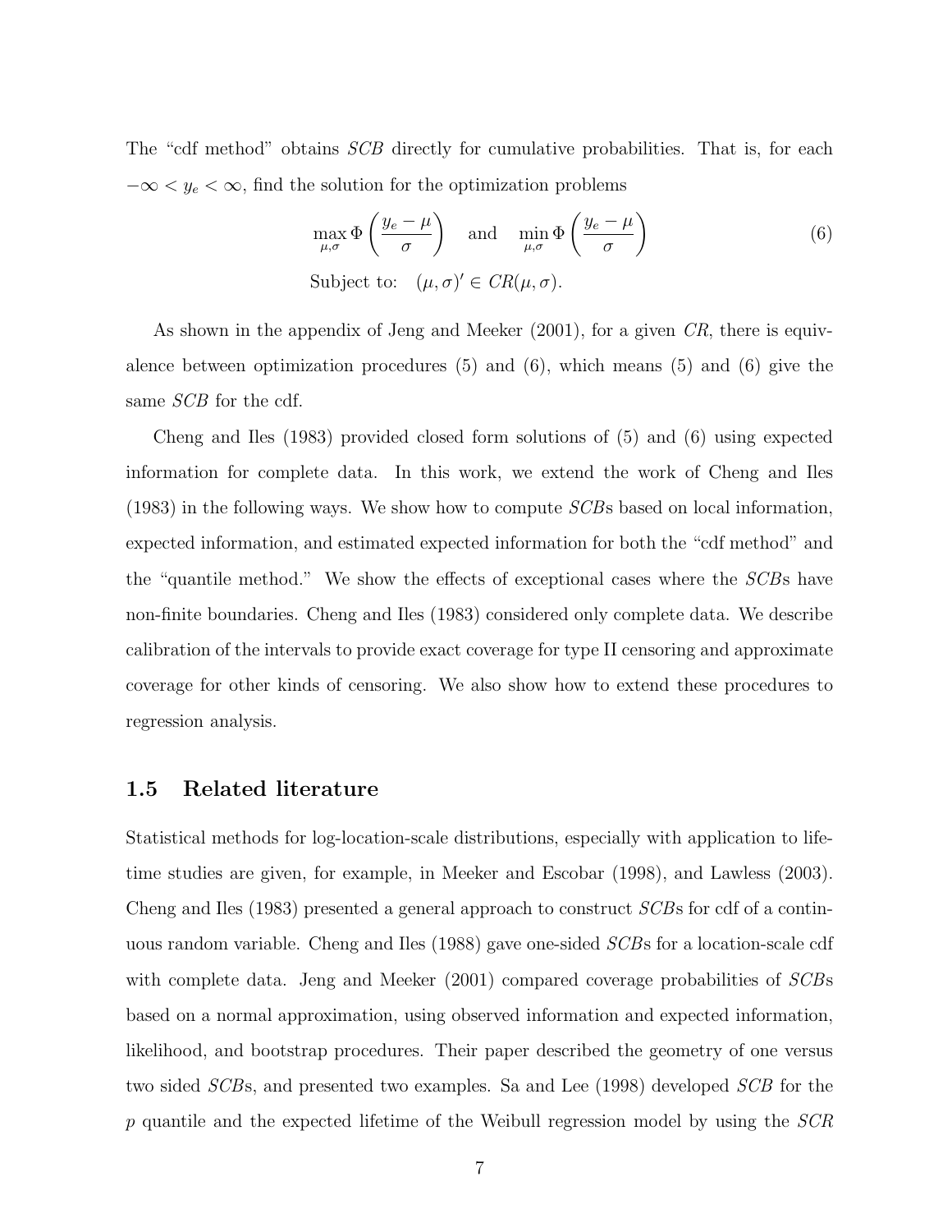The "cdf method" obtains *SCB* directly for cumulative probabilities. That is, for each $-\infty < y_e < \infty$, find the solution for the optimization problems

$$
\max_{\mu,\sigma} \Phi\left(\frac{y_e - \mu}{\sigma}\right) \quad \text{and} \quad \min_{\mu,\sigma} \Phi\left(\frac{y_e - \mu}{\sigma}\right) \tag{6}
$$
$$
\text{Subject to:} \quad (\mu, \sigma)' \in CR(\mu, \sigma).
$$

As shown in the appendix of Jeng and Meeker (2001), for a given *CR*, there is equivalence between optimization procedures (5) and (6), which means (5) and (6) give the same *SCB* for the cdf.

Cheng and Iles (1983) provided closed form solutions of (5) and (6) using expected information for complete data. In this work, we extend the work of Cheng and Iles (1983) in the following ways. We show how to compute *SCB*s based on local information, expected information, and estimated expected information for both the "cdf method" and the "quantile method." We show the effects of exceptional cases where the *SCB*s have non-finite boundaries. Cheng and Iles (1983) considered only complete data. We describe calibration of the intervals to provide exact coverage for type II censoring and approximate coverage for other kinds of censoring. We also show how to extend these procedures to regression analysis.

### 1.5 Related literature

Statistical methods for log-location-scale distributions, especially with application to lifetime studies are given, for example, in Meeker and Escobar (1998), and Lawless (2003). Cheng and Iles (1983) presented a general approach to construct *SCB*s for cdf of a continuous random variable. Cheng and Iles (1988) gave one-sided *SCB*s for a location-scale cdf with complete data. Jeng and Meeker (2001) compared coverage probabilities of *SCB*s based on a normal approximation, using observed information and expected information, likelihood, and bootstrap procedures. Their paper described the geometry of one versus two sided *SCB*s, and presented two examples. Sa and Lee (1998) developed *SCB* for the $p$ quantile and the expected lifetime of the Weibull regression model by using the *SCR*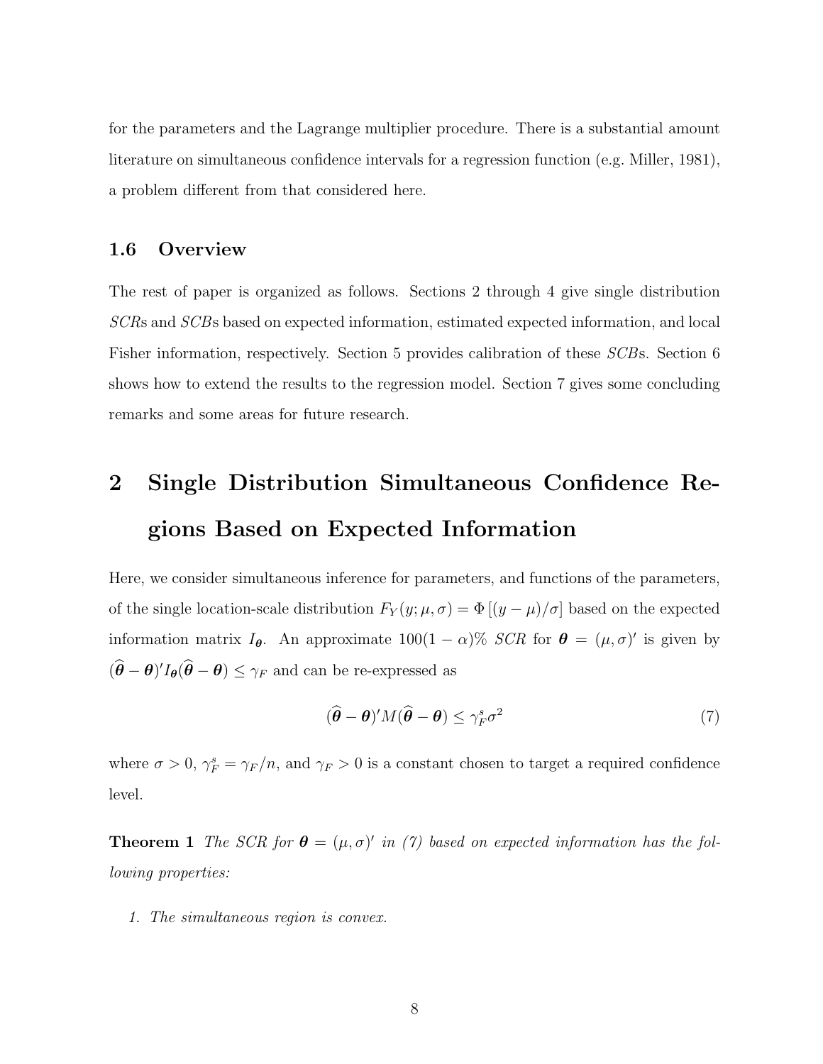for the parameters and the Lagrange multiplier procedure. There is a substantial amount literature on simultaneous confidence intervals for a regression function (e.g. Miller, 1981), a problem different from that considered here.

### 1.6 Overview

The rest of paper is organized as follows. Sections 2 through 4 give single distribution *SCR*s and *SCB*s based on expected information, estimated expected information, and local Fisher information, respectively. Section 5 provides calibration of these *SCB*s. Section 6 shows how to extend the results to the regression model. Section 7 gives some concluding remarks and some areas for future research.

## 2 Single Distribution Simultaneous Confidence Regions Based on Expected Information

Here, we consider simultaneous inference for parameters, and functions of the parameters, of the single location-scale distribution $F_Y(y; \mu, \sigma) = \Phi\left[(y - \mu)/\sigma\right]$ based on the expected information matrix $I_{\boldsymbol{\theta}}$. An approximate $100(1-\alpha)\%$ *SCR* for $\boldsymbol{\theta} = (\mu, \sigma)'$ is given by $(\widehat{\boldsymbol{\theta}} - \boldsymbol{\theta})' I_{\boldsymbol{\theta}} (\widehat{\boldsymbol{\theta}} - \boldsymbol{\theta}) \leq \gamma_F$ and can be re-expressed as

$$(\widehat{\boldsymbol{\theta}} - \boldsymbol{\theta})' M (\widehat{\boldsymbol{\theta}} - \boldsymbol{\theta}) \leq \gamma_F^s \sigma^2 \tag{7}$$

where $\sigma > 0$, $\gamma_F^s = \gamma_F / n$, and $\gamma_F > 0$ is a constant chosen to target a required confidence level.

**Theorem 1** *The SCR for $\boldsymbol{\theta} = (\mu, \sigma)'$ in (7) based on expected information has the following properties:*

1. *The simultaneous region is convex.*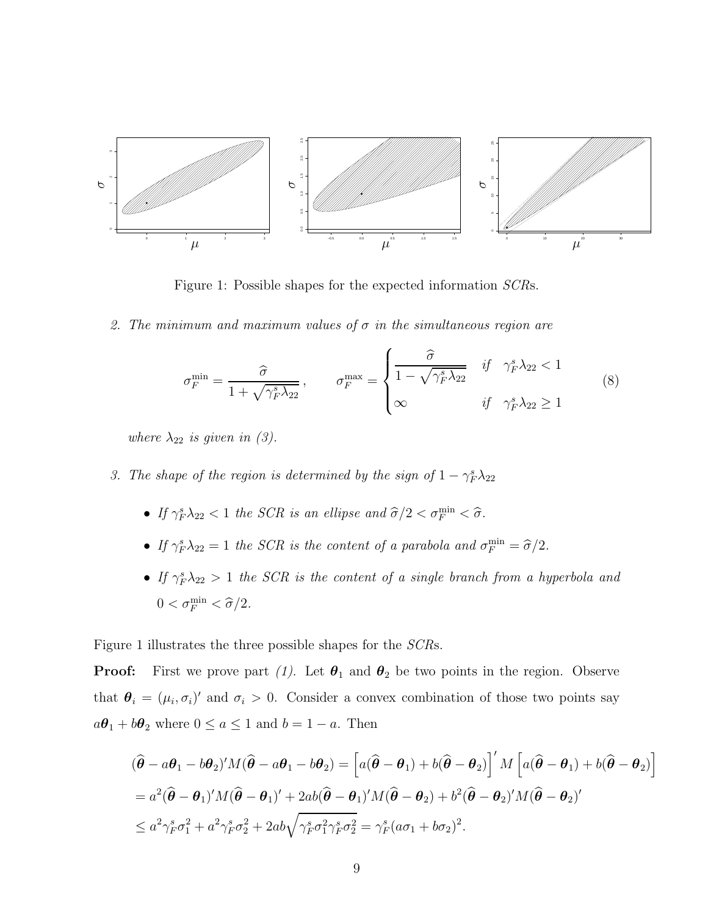Figure 1: Possible shapes for the expected information *SCR*s.

2. *The minimum and maximum values of $\sigma$ in the simultaneous region are*

$$\sigma_F^{\min} = \frac{\widehat{\sigma}}{1+\sqrt{\gamma_F^s \lambda_{22}}}\,, \qquad \sigma_F^{\max} = \begin{cases} \dfrac{\widehat{\sigma}}{1-\sqrt{\gamma_F^s \lambda_{22}}} & if \quad \gamma_F^s \lambda_{22} < 1 \\ \infty & if \quad \gamma_F^s \lambda_{22} \geq 1 \end{cases} \tag{8}$$

*where $\lambda_{22}$ is given in (3).*

3. *The shape of the region is determined by the sign of $1 - \gamma_F^s \lambda_{22}$*

   - *If $\gamma_F^s \lambda_{22} < 1$ the SCR is an ellipse and $\widehat{\sigma}/2 < \sigma_F^{\min} < \widehat{\sigma}$.*
   - *If $\gamma_F^s \lambda_{22} = 1$ the SCR is the content of a parabola and $\sigma_F^{\min} = \widehat{\sigma}/2$.*
   - *If $\gamma_F^s \lambda_{22} > 1$ the SCR is the content of a single branch from a hyperbola and $0 < \sigma_F^{\min} < \widehat{\sigma}/2$.*

Figure 1 illustrates the three possible shapes for the *SCR*s.

**Proof:** First we prove part *(1)*. Let $\boldsymbol{\theta}_1$ and $\boldsymbol{\theta}_2$ be two points in the region. Observe that $\boldsymbol{\theta}_i = (\mu_i, \sigma_i)'$ and $\sigma_i > 0$. Consider a convex combination of those two points say $a\boldsymbol{\theta}_1 + b\boldsymbol{\theta}_2$ where $0 \leq a \leq 1$ and $b = 1 - a$. Then

$$(\widehat{\boldsymbol{\theta}} - a\boldsymbol{\theta}_1 - b\boldsymbol{\theta}_2)'M(\widehat{\boldsymbol{\theta}} - a\boldsymbol{\theta}_1 - b\boldsymbol{\theta}_2) = \left[a(\widehat{\boldsymbol{\theta}} - \boldsymbol{\theta}_1) + b(\widehat{\boldsymbol{\theta}} - \boldsymbol{\theta}_2)\right]' M \left[a(\widehat{\boldsymbol{\theta}} - \boldsymbol{\theta}_1) + b(\widehat{\boldsymbol{\theta}} - \boldsymbol{\theta}_2)\right]$$

$$= a^2(\widehat{\boldsymbol{\theta}} - \boldsymbol{\theta}_1)'M(\widehat{\boldsymbol{\theta}} - \boldsymbol{\theta}_1)' + 2ab(\widehat{\boldsymbol{\theta}} - \boldsymbol{\theta}_1)'M(\widehat{\boldsymbol{\theta}} - \boldsymbol{\theta}_2) + b^2(\widehat{\boldsymbol{\theta}} - \boldsymbol{\theta}_2)'M(\widehat{\boldsymbol{\theta}} - \boldsymbol{\theta}_2)'$$

$$\leq a^2\gamma_F^s\sigma_1^2 + a^2\gamma_F^s\sigma_2^2 + 2ab\sqrt{\gamma_F^s\sigma_1^2\gamma_F^s\sigma_2^2} = \gamma_F^s(a\sigma_1 + b\sigma_2)^2.$$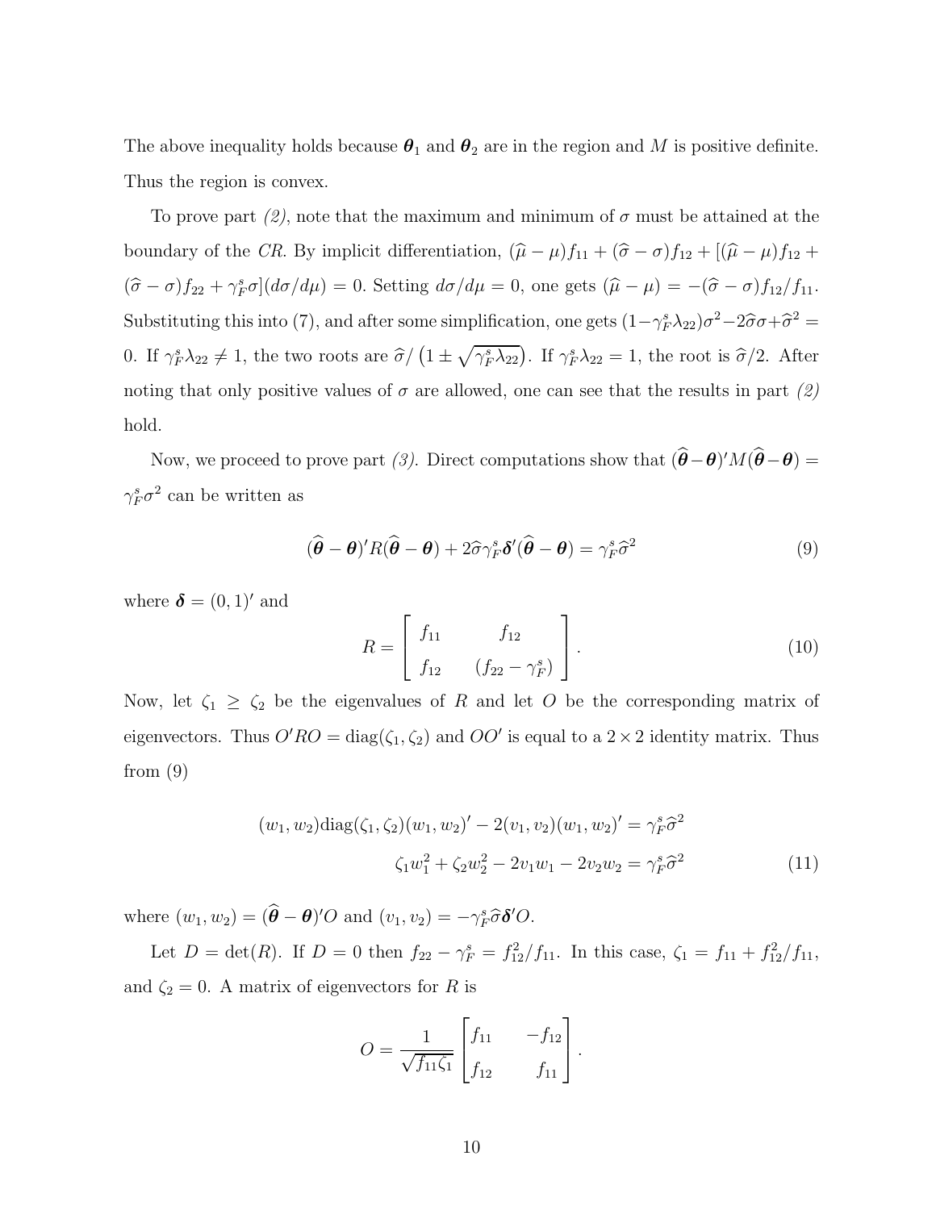The above inequality holds because $\boldsymbol{\theta}_1$ and $\boldsymbol{\theta}_2$ are in the region and $M$ is positive definite. Thus the region is convex.

To prove part *(2)*, note that the maximum and minimum of $\sigma$ must be attained at the boundary of the *CR*. By implicit differentiation, $(\widehat{\mu} - \mu)f_{11} + (\widehat{\sigma} - \sigma)f_{12} + [(\widehat{\mu} - \mu)f_{12} + (\widehat{\sigma} - \sigma)f_{22} + \gamma_F^s \sigma](d\sigma/d\mu) = 0$. Setting $d\sigma/d\mu = 0$, one gets $(\widehat{\mu} - \mu) = -(\widehat{\sigma} - \sigma)f_{12}/f_{11}$. Substituting this into (7), and after some simplification, one gets $(1 - \gamma_F^s \lambda_{22})\sigma^2 - 2\widehat{\sigma}\sigma + \widehat{\sigma}^2 = 0$. If $\gamma_F^s \lambda_{22} \neq 1$, the two roots are $\widehat{\sigma}/\left(1 \pm \sqrt{\gamma_F^s \lambda_{22}}\right)$. If $\gamma_F^s \lambda_{22} = 1$, the root is $\widehat{\sigma}/2$. After noting that only positive values of $\sigma$ are allowed, one can see that the results in part *(2)* hold.

Now, we proceed to prove part *(3)*. Direct computations show that $(\widehat{\boldsymbol{\theta}} - \boldsymbol{\theta})' M (\widehat{\boldsymbol{\theta}} - \boldsymbol{\theta}) = \gamma_F^s \sigma^2$ can be written as

$$(\widehat{\boldsymbol{\theta}} - \boldsymbol{\theta})' R (\widehat{\boldsymbol{\theta}} - \boldsymbol{\theta}) + 2\widehat{\sigma}\gamma_F^s \boldsymbol{\delta}' (\widehat{\boldsymbol{\theta}} - \boldsymbol{\theta}) = \gamma_F^s \widehat{\sigma}^2 \tag{9}$$

where $\boldsymbol{\delta} = (0, 1)'$ and

$$R = \begin{bmatrix} f_{11} & f_{12} \\ f_{12} & (f_{22} - \gamma_F^s) \end{bmatrix}. \tag{10}$$

Now, let $\zeta_1 \geq \zeta_2$ be the eigenvalues of $R$ and let $O$ be the corresponding matrix of eigenvectors. Thus $O'RO = \text{diag}(\zeta_1, \zeta_2)$ and $OO'$ is equal to a $2 \times 2$ identity matrix. Thus from (9)

$$\begin{aligned} (w_1, w_2)\text{diag}(\zeta_1, \zeta_2)(w_1, w_2)' - 2(v_1, v_2)(w_1, w_2)' &= \gamma_F^s \widehat{\sigma}^2 \\ \zeta_1 w_1^2 + \zeta_2 w_2^2 - 2v_1 w_1 - 2v_2 w_2 &= \gamma_F^s \widehat{\sigma}^2 \end{aligned} \tag{11}$$

where $(w_1, w_2) = (\widehat{\boldsymbol{\theta}} - \boldsymbol{\theta})' O$ and $(v_1, v_2) = -\gamma_F^s \widehat{\sigma} \boldsymbol{\delta}' O$.

Let $D = \det(R)$. If $D = 0$ then $f_{22} - \gamma_F^s = f_{12}^2/f_{11}$. In this case, $\zeta_1 = f_{11} + f_{12}^2/f_{11}$, and $\zeta_2 = 0$. A matrix of eigenvectors for $R$ is

$$O = \frac{1}{\sqrt{f_{11}\zeta_1}} \begin{bmatrix} f_{11} & -f_{12} \\ f_{12} & f_{11} \end{bmatrix}.$$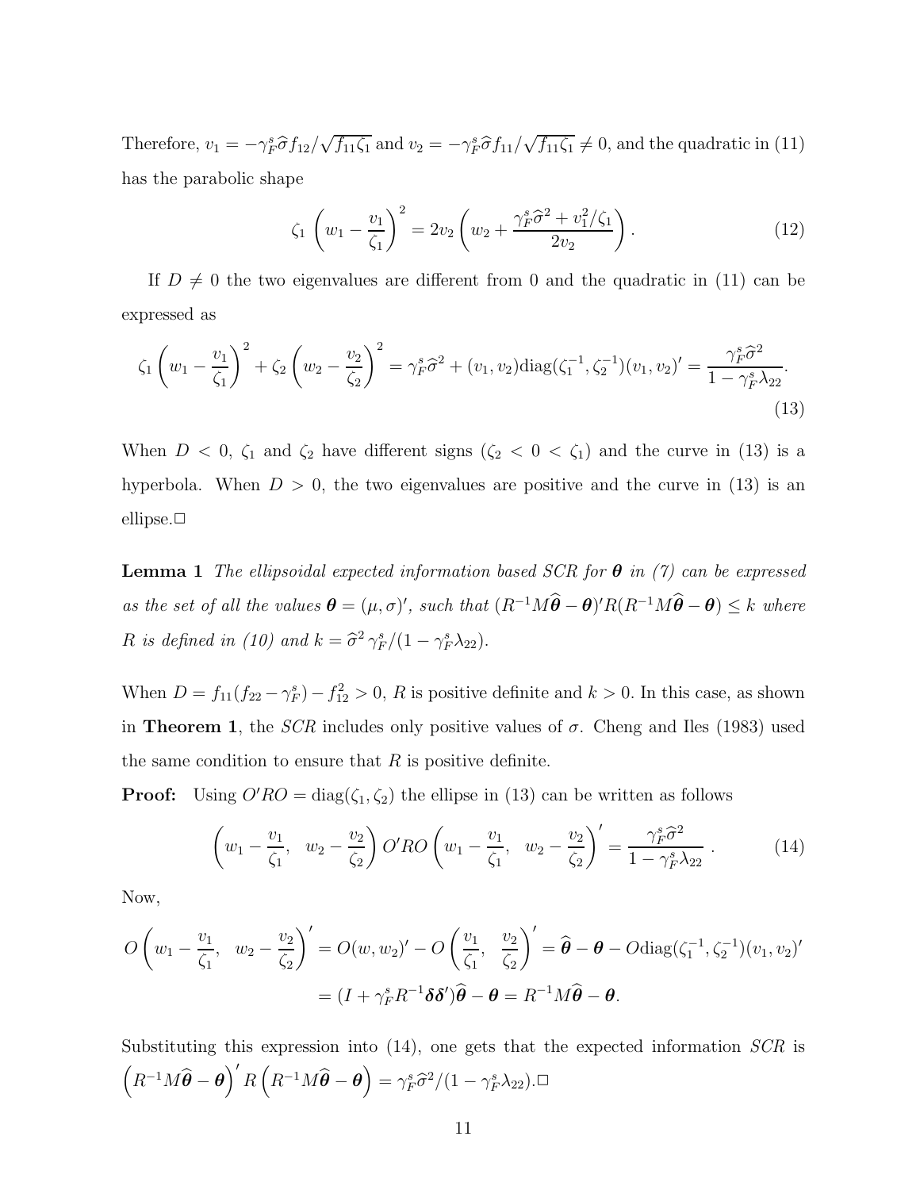Therefore, $v_1 = -\gamma_F^s \widehat{\sigma} f_{12}/\sqrt{f_{11}\zeta_1}$ and $v_2 = -\gamma_F^s \widehat{\sigma} f_{11}/\sqrt{f_{11}\zeta_1} \neq 0$, and the quadratic in (11) has the parabolic shape

$$\zeta_1 \left( w_1 - \frac{v_1}{\zeta_1} \right)^2 = 2v_2 \left( w_2 + \frac{\gamma_F^s \widehat{\sigma}^2 + v_1^2/\zeta_1}{2v_2} \right). \tag{12}$$

If $D \neq 0$ the two eigenvalues are different from 0 and the quadratic in (11) can be expressed as

$$\zeta_1 \left( w_1 - \frac{v_1}{\zeta_1} \right)^2 + \zeta_2 \left( w_2 - \frac{v_2}{\zeta_2} \right)^2 = \gamma_F^s \widehat{\sigma}^2 + (v_1, v_2) \mathrm{diag}(\zeta_1^{-1}, \zeta_2^{-1})(v_1, v_2)' = \frac{\gamma_F^s \widehat{\sigma}^2}{1 - \gamma_F^s \lambda_{22}}. \tag{13}$$

When $D < 0$, $\zeta_1$ and $\zeta_2$ have different signs ($\zeta_2 < 0 < \zeta_1$) and the curve in (13) is a hyperbola. When $D > 0$, the two eigenvalues are positive and the curve in (13) is an ellipse.□

**Lemma 1** *The ellipsoidal expected information based SCR for $\boldsymbol{\theta}$ in (7) can be expressed as the set of all the values $\boldsymbol{\theta} = (\mu, \sigma)'$, such that $(R^{-1}M\widehat{\boldsymbol{\theta}} - \boldsymbol{\theta})'R(R^{-1}M\widehat{\boldsymbol{\theta}} - \boldsymbol{\theta}) \leq k$ where $R$ is defined in (10) and $k = \widehat{\sigma}^2 \gamma_F^s/(1 - \gamma_F^s \lambda_{22})$.*

When $D = f_{11}(f_{22} - \gamma_F^s) - f_{12}^2 > 0$, $R$ is positive definite and $k > 0$. In this case, as shown in **Theorem 1**, the *SCR* includes only positive values of $\sigma$. Cheng and Iles (1983) used the same condition to ensure that $R$ is positive definite.

**Proof:** Using $O'RO = \mathrm{diag}(\zeta_1, \zeta_2)$ the ellipse in (13) can be written as follows

$$\left( w_1 - \frac{v_1}{\zeta_1}, \quad w_2 - \frac{v_2}{\zeta_2} \right) O'RO \left( w_1 - \frac{v_1}{\zeta_1}, \quad w_2 - \frac{v_2}{\zeta_2} \right)' = \frac{\gamma_F^s \widehat{\sigma}^2}{1 - \gamma_F^s \lambda_{22}} \ . \tag{14}$$

Now,

$$O \left( w_1 - \frac{v_1}{\zeta_1}, \quad w_2 - \frac{v_2}{\zeta_2} \right)' = O(w, w_2)' - O \left( \frac{v_1}{\zeta_1}, \quad \frac{v_2}{\zeta_2} \right)' = \widehat{\boldsymbol{\theta}} - \boldsymbol{\theta} - O\mathrm{diag}(\zeta_1^{-1}, \zeta_2^{-1})(v_1, v_2)'$$

$$= (I + \gamma_F^s R^{-1} \boldsymbol{\delta}\boldsymbol{\delta}')\widehat{\boldsymbol{\theta}} - \boldsymbol{\theta} = R^{-1}M\widehat{\boldsymbol{\theta}} - \boldsymbol{\theta}.$$

Substituting this expression into (14), one gets that the expected information *SCR* is $\left( R^{-1}M\widehat{\boldsymbol{\theta}} - \boldsymbol{\theta} \right)' R \left( R^{-1}M\widehat{\boldsymbol{\theta}} - \boldsymbol{\theta} \right) = \gamma_F^s \widehat{\sigma}^2/(1 - \gamma_F^s \lambda_{22})$.□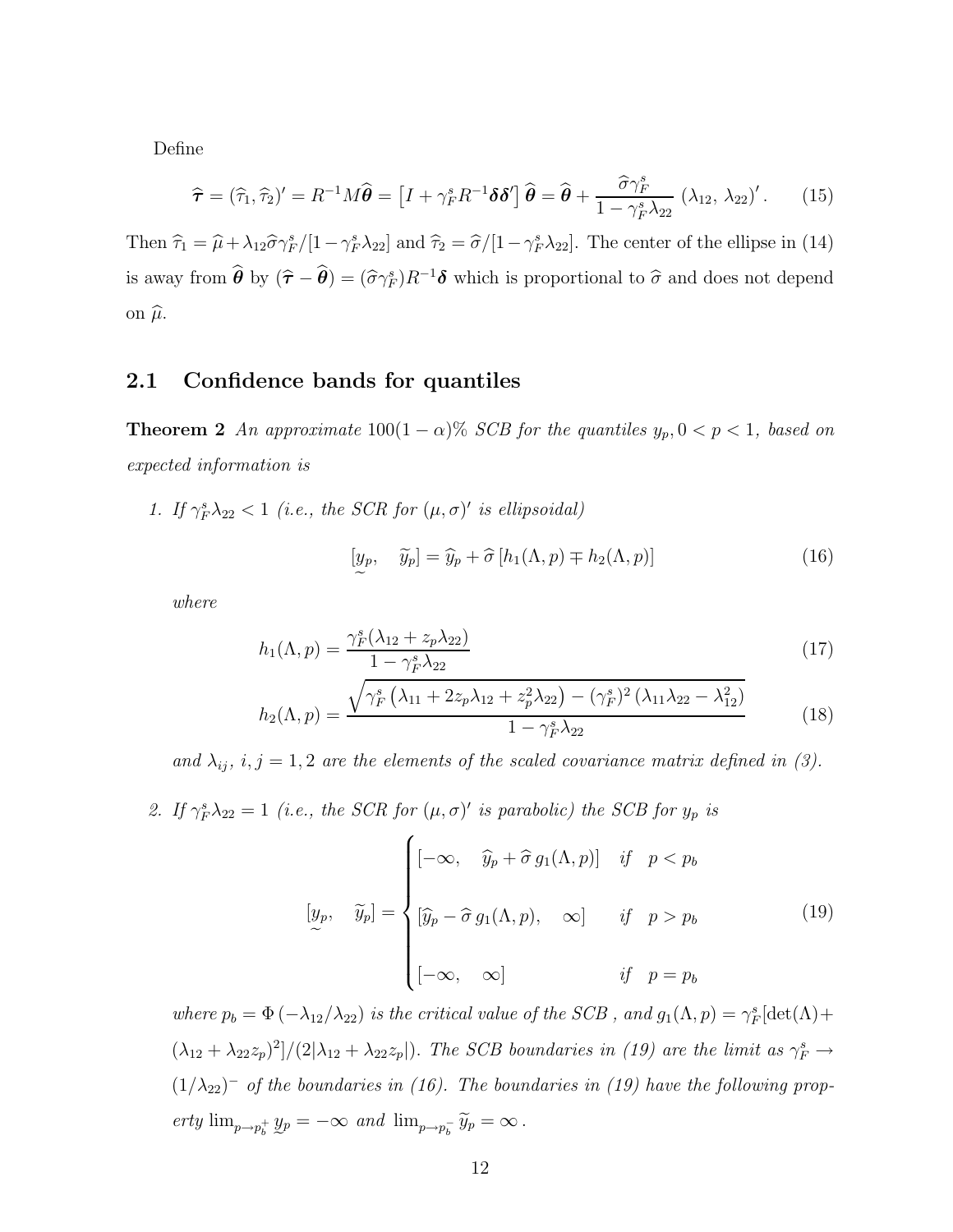Define

$$\widehat{\boldsymbol{\tau}} = (\widehat{\tau}_1, \widehat{\tau}_2)' = R^{-1}M\widehat{\boldsymbol{\theta}} = \left[I + \gamma_F^s R^{-1}\boldsymbol{\delta}\boldsymbol{\delta}'\right]\widehat{\boldsymbol{\theta}} = \widehat{\boldsymbol{\theta}} + \frac{\widehat{\sigma}\gamma_F^s}{1-\gamma_F^s\lambda_{22}}\,(\lambda_{12},\,\lambda_{22})'. \tag{15}$$

Then $\widehat{\tau}_1 = \widehat{\mu} + \lambda_{12}\widehat{\sigma}\gamma_F^s/[1-\gamma_F^s\lambda_{22}]$ and $\widehat{\tau}_2 = \widehat{\sigma}/[1-\gamma_F^s\lambda_{22}]$. The center of the ellipse in (14) is away from $\widehat{\boldsymbol{\theta}}$ by $(\widehat{\boldsymbol{\tau}} - \widehat{\boldsymbol{\theta}}) = (\widehat{\sigma}\gamma_F^s)R^{-1}\boldsymbol{\delta}$ which is proportional to $\widehat{\sigma}$ and does not depend on $\widehat{\mu}$.

## 2.1 Confidence bands for quantiles

**Theorem 2** *An approximate $100(1-\alpha)\%$ SCB for the quantiles $y_p, 0 < p < 1$, based on expected information is*

1. *If $\gamma_F^s\lambda_{22} < 1$ (i.e., the SCR for $(\mu,\sigma)'$ is ellipsoidal)*

$$[\underset{\sim}{y}_p, \quad \widetilde{y}_p] = \widehat{y}_p + \widehat{\sigma}\left[h_1(\Lambda,p) \mp h_2(\Lambda,p)\right] \tag{16}$$

*where*

$$h_1(\Lambda,p) = \frac{\gamma_F^s(\lambda_{12} + z_p\lambda_{22})}{1-\gamma_F^s\lambda_{22}} \tag{17}$$

$$h_2(\Lambda,p) = \frac{\sqrt{\gamma_F^s\left(\lambda_{11} + 2z_p\lambda_{12} + z_p^2\lambda_{22}\right) - (\gamma_F^s)^2\left(\lambda_{11}\lambda_{22} - \lambda_{12}^2\right)}}{1-\gamma_F^s\lambda_{22}} \tag{18}$$

*and $\lambda_{ij}$, $i,j = 1,2$ are the elements of the scaled covariance matrix defined in (3).*

2. *If $\gamma_F^s\lambda_{22} = 1$ (i.e., the SCR for $(\mu,\sigma)'$ is parabolic) the SCB for $y_p$ is*

$$[\underset{\sim}{y}_p, \quad \widetilde{y}_p] = \begin{cases} [-\infty, \quad \widehat{y}_p + \widehat{\sigma}\, g_1(\Lambda,p)] & \text{if} \quad p < p_b \\ [\widehat{y}_p - \widehat{\sigma}\, g_1(\Lambda,p), \quad \infty] & \text{if} \quad p > p_b \\ [-\infty, \quad \infty] & \text{if} \quad p = p_b \end{cases} \tag{19}$$

*where $p_b = \Phi\left(-\lambda_{12}/\lambda_{22}\right)$ is the critical value of the SCB , and $g_1(\Lambda,p) = \gamma_F^s[\det(\Lambda) + (\lambda_{12} + \lambda_{22}z_p)^2]/(2|\lambda_{12} + \lambda_{22}z_p|)$. The SCB boundaries in (19) are the limit as $\gamma_F^s \to (1/\lambda_{22})^-$ of the boundaries in (16). The boundaries in (19) have the following property $\lim_{p\to p_b^+} \underset{\sim}{y}_p = -\infty$ and $\lim_{p\to p_b^-} \widetilde{y}_p = \infty$ .*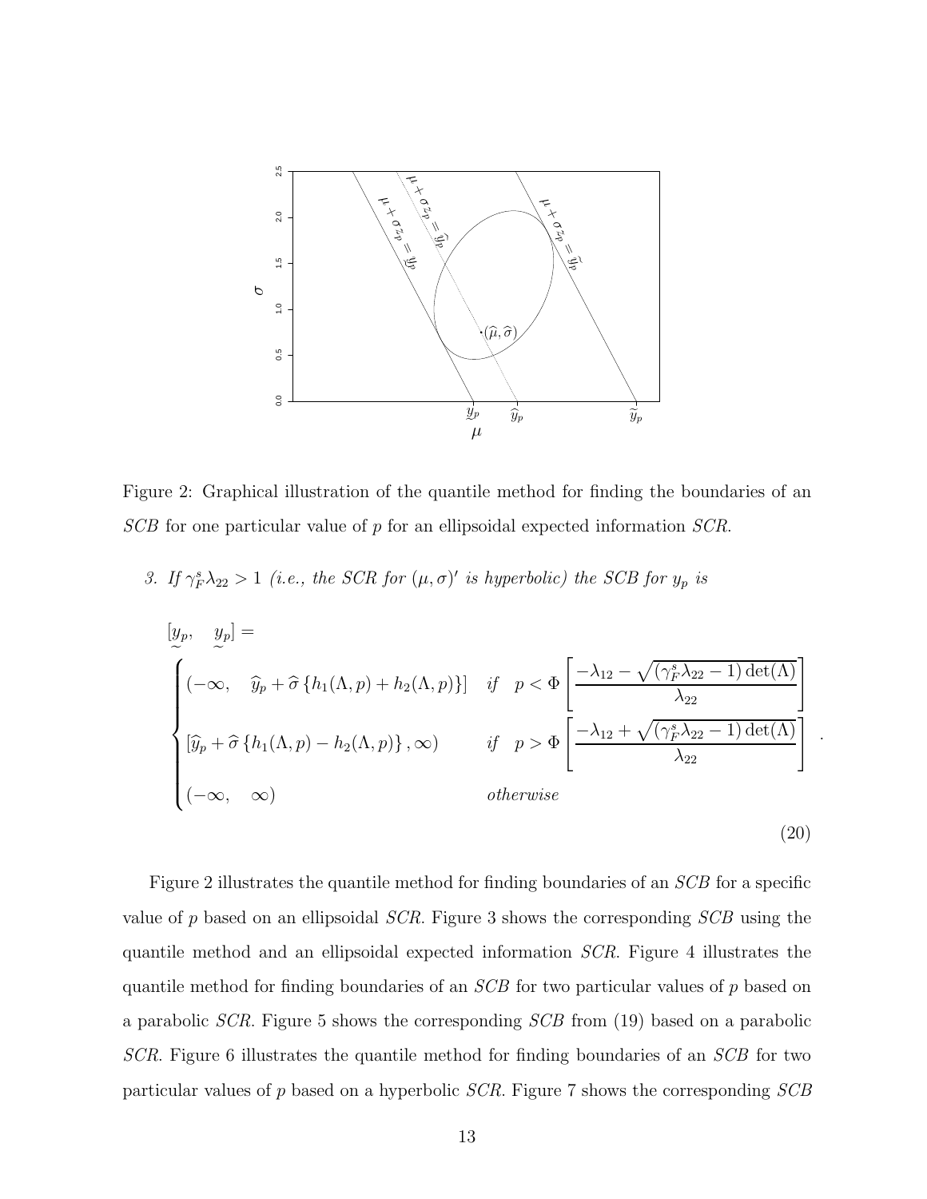Figure 2: Graphical illustration of the quantile method for finding the boundaries of an *SCB* for one particular value of $p$ for an ellipsoidal expected information *SCR*.

3. *If* $\gamma_F^s \lambda_{22} > 1$ *(i.e., the SCR for* $(\mu, \sigma)'$ *is hyperbolic) the SCB for* $y_p$ *is*

$$
[\underset{\sim}{y_p}, \quad \overset{\sim}{y_p}] =
\begin{cases}
(-\infty, \quad \widehat{y}_p + \widehat{\sigma}\left\{h_1(\Lambda, p) + h_2(\Lambda, p)\right\}] & \textit{if} \quad p < \Phi\left[\dfrac{-\lambda_{12} - \sqrt{(\gamma_F^s \lambda_{22} - 1)\det(\Lambda)}}{\lambda_{22}}\right] \\
[\widehat{y}_p + \widehat{\sigma}\left\{h_1(\Lambda, p) - h_2(\Lambda, p)\right\}, \infty) & \textit{if} \quad p > \Phi\left[\dfrac{-\lambda_{12} + \sqrt{(\gamma_F^s \lambda_{22} - 1)\det(\Lambda)}}{\lambda_{22}}\right] \\
(-\infty, \quad \infty) & \textit{otherwise}
\end{cases}
. \tag{20}
$$

Figure 2 illustrates the quantile method for finding boundaries of an *SCB* for a specific value of $p$ based on an ellipsoidal *SCR*. Figure 3 shows the corresponding *SCB* using the quantile method and an ellipsoidal expected information *SCR*. Figure 4 illustrates the quantile method for finding boundaries of an *SCB* for two particular values of $p$ based on a parabolic *SCR*. Figure 5 shows the corresponding *SCB* from (19) based on a parabolic *SCR*. Figure 6 illustrates the quantile method for finding boundaries of an *SCB* for two particular values of $p$ based on a hyperbolic *SCR*. Figure 7 shows the corresponding *SCB*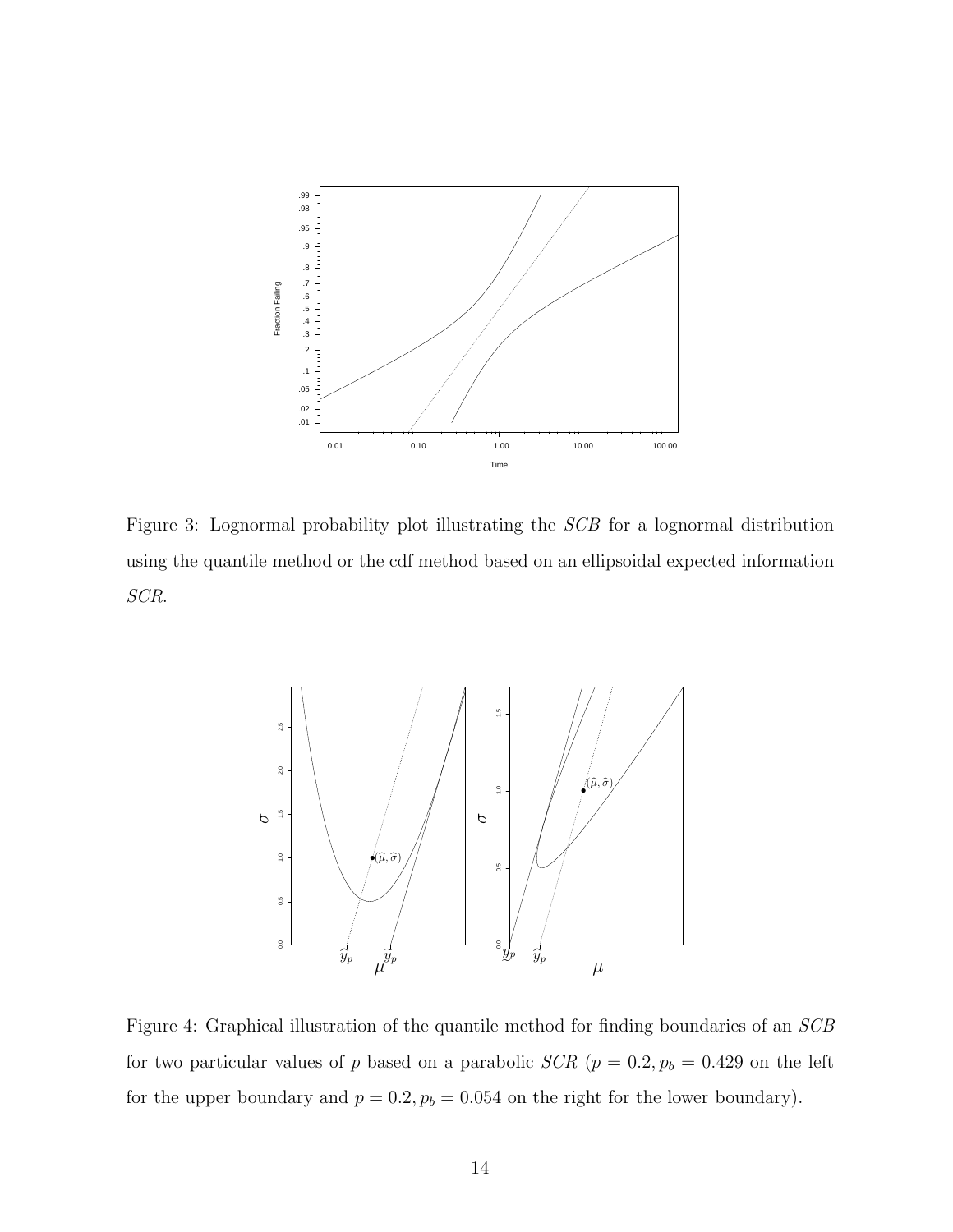Figure 3: Lognormal probability plot illustrating the *SCB* for a lognormal distribution using the quantile method or the cdf method based on an ellipsoidal expected information *SCR*.

Figure 4: Graphical illustration of the quantile method for finding boundaries of an *SCB* for two particular values of $p$ based on a parabolic *SCR* ($p = 0.2, p_b = 0.429$ on the left for the upper boundary and $p = 0.2, p_b = 0.054$ on the right for the lower boundary).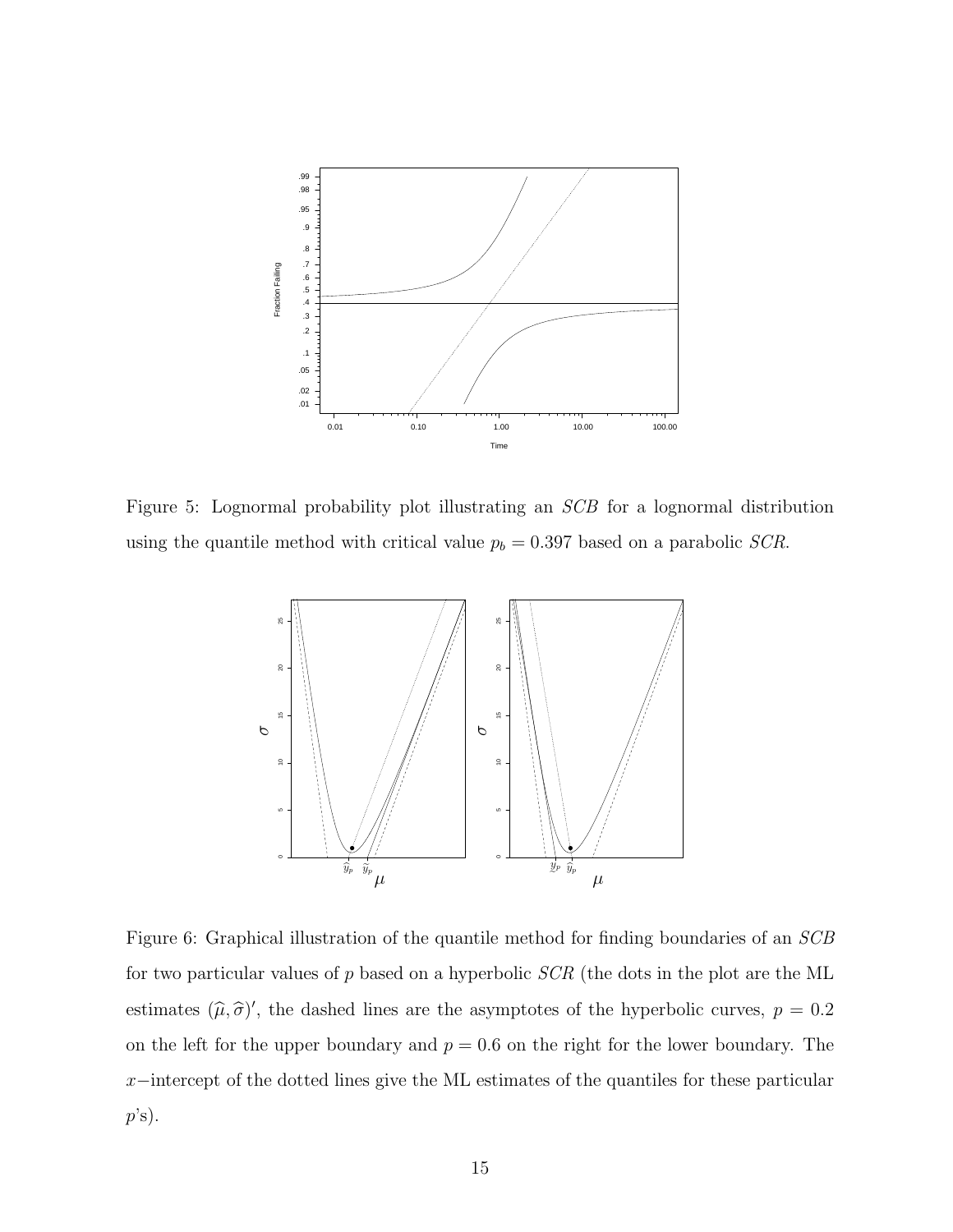Figure 5: Lognormal probability plot illustrating an *SCB* for a lognormal distribution using the quantile method with critical value $p_b = 0.397$ based on a parabolic *SCR*.

Figure 6: Graphical illustration of the quantile method for finding boundaries of an *SCB* for two particular values of $p$ based on a hyperbolic *SCR* (the dots in the plot are the ML estimates $(\widehat{\mu}, \widehat{\sigma})'$, the dashed lines are the asymptotes of the hyperbolic curves, $p = 0.2$ on the left for the upper boundary and $p = 0.6$ on the right for the lower boundary. The $x-$intercept of the dotted lines give the ML estimates of the quantiles for these particular $p$'s).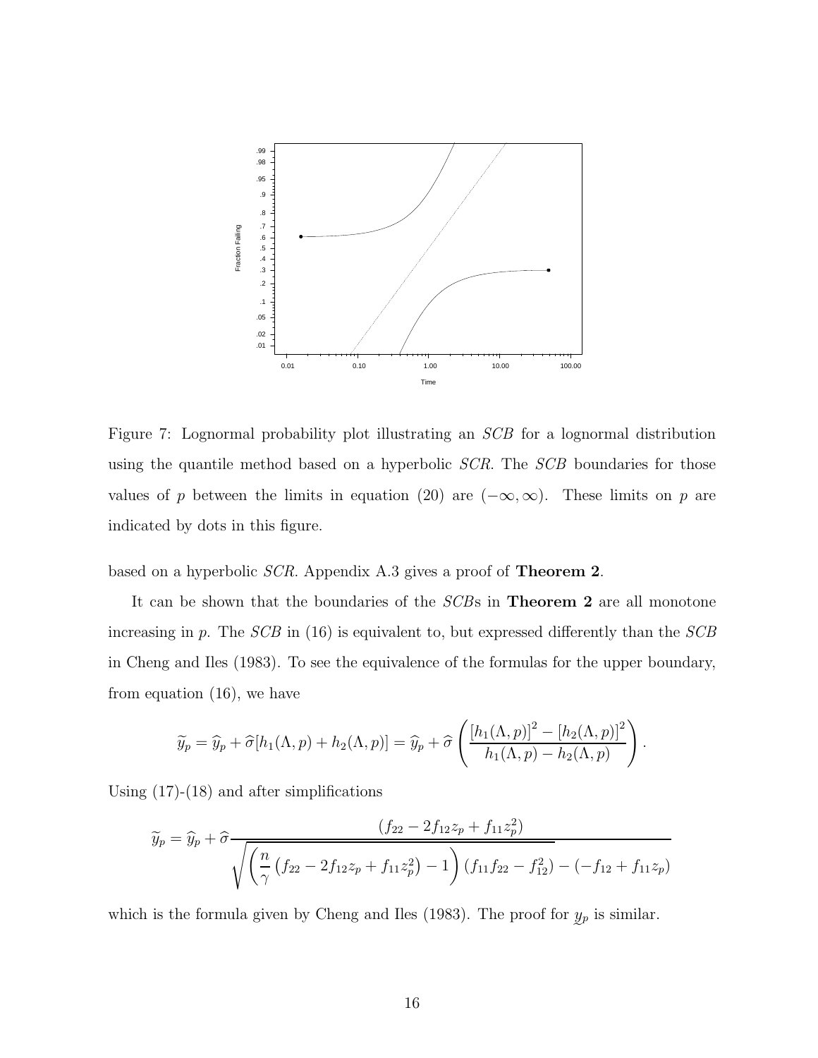Figure 7: Lognormal probability plot illustrating an *SCB* for a lognormal distribution using the quantile method based on a hyperbolic *SCR*. The *SCB* boundaries for those values of $p$ between the limits in equation (20) are $(-\infty, \infty)$. These limits on $p$ are indicated by dots in this figure.

based on a hyperbolic *SCR*. Appendix A.3 gives a proof of **Theorem 2**.

It can be shown that the boundaries of the *SCB*s in **Theorem 2** are all monotone increasing in $p$. The *SCB* in (16) is equivalent to, but expressed differently than the *SCB* in Cheng and Iles (1983). To see the equivalence of the formulas for the upper boundary, from equation (16), we have

$$\widetilde{y}_p = \widehat{y}_p + \widehat{\sigma}[h_1(\Lambda, p) + h_2(\Lambda, p)] = \widehat{y}_p + \widehat{\sigma}\left(\frac{[h_1(\Lambda, p)]^2 - [h_2(\Lambda, p)]^2}{h_1(\Lambda, p) - h_2(\Lambda, p)}\right).$$

Using (17)-(18) and after simplifications

$$\widetilde{y}_p = \widehat{y}_p + \widehat{\sigma}\frac{(f_{22} - 2f_{12}z_p + f_{11}z_p^2)}{\sqrt{\left(\dfrac{n}{\gamma}\left(f_{22} - 2f_{12}z_p + f_{11}z_p^2\right) - 1\right)(f_{11}f_{22} - f_{12}^2)} - (-f_{12} + f_{11}z_p)}$$

which is the formula given by Cheng and Iles (1983). The proof for $\underset{\sim}{y}_p$ is similar.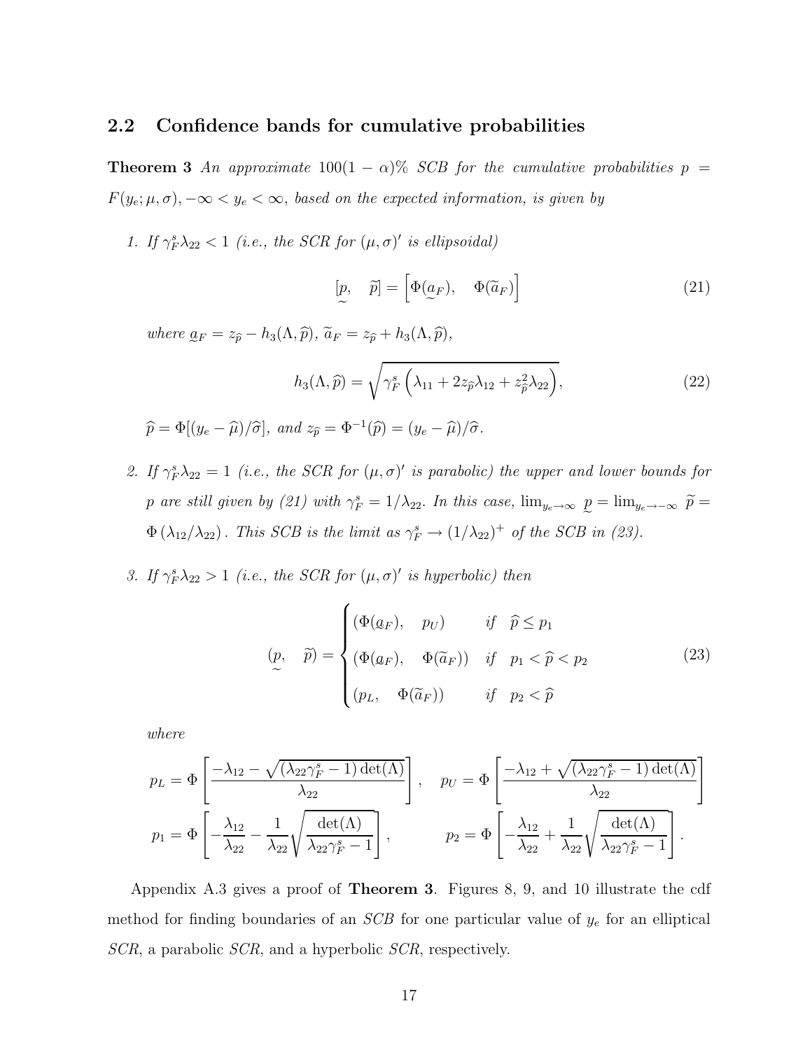## 2.2 Confidence bands for cumulative probabilities

**Theorem 3** *An approximate $100(1-\alpha)\%$ SCB for the cumulative probabilities $p = F(y_e; \mu, \sigma), -\infty < y_e < \infty$, based on the expected information, is given by*

1. *If $\gamma_F^s \lambda_{22} < 1$ (i.e., the SCR for $(\mu, \sigma)'$ is ellipsoidal)*

$$[\underset{\sim}{p}, \quad \widetilde{p}] = \left[\Phi(\underset{\sim}{a}_F), \quad \Phi(\widetilde{a}_F)\right] \tag{21}$$

   *where $\underset{\sim}{a}_F = z_{\widehat{p}} - h_3(\Lambda, \widehat{p})$, $\widetilde{a}_F = z_{\widehat{p}} + h_3(\Lambda, \widehat{p})$,*

$$h_3(\Lambda, \widehat{p}) = \sqrt{\gamma_F^s \left(\lambda_{11} + 2 z_{\widehat{p}} \lambda_{12} + z_{\widehat{p}}^2 \lambda_{22}\right)}, \tag{22}$$

   *$\widehat{p} = \Phi[(y_e - \widehat{\mu})/\widehat{\sigma}]$, and $z_{\widehat{p}} = \Phi^{-1}(\widehat{p}) = (y_e - \widehat{\mu})/\widehat{\sigma}$.*

2. *If $\gamma_F^s \lambda_{22} = 1$ (i.e., the SCR for $(\mu, \sigma)'$ is parabolic) the upper and lower bounds for $p$ are still given by (21) with $\gamma_F^s = 1/\lambda_{22}$. In this case, $\lim_{y_e \to \infty} \underset{\sim}{p} = \lim_{y_e \to -\infty} \widetilde{p} = \Phi\left(\lambda_{12}/\lambda_{22}\right)$. This SCB is the limit as $\gamma_F^s \to (1/\lambda_{22})^+$ of the SCB in (23).*

3. *If $\gamma_F^s \lambda_{22} > 1$ (i.e., the SCR for $(\mu, \sigma)'$ is hyperbolic) then*

$$(\underset{\sim}{p}, \quad \widetilde{p}) = \begin{cases} (\Phi(\underset{\sim}{a}_F), \quad p_U) & \text{if} \quad \widehat{p} \le p_1 \\ (\Phi(\underset{\sim}{a}_F), \quad \Phi(\widetilde{a}_F)) & \text{if} \quad p_1 < \widehat{p} < p_2 \\ (p_L, \quad \Phi(\widetilde{a}_F)) & \text{if} \quad p_2 < \widehat{p} \end{cases} \tag{23}$$

   *where*

$$p_L = \Phi\left[\frac{-\lambda_{12} - \sqrt{(\lambda_{22}\gamma_F^s - 1)\det(\Lambda)}}{\lambda_{22}}\right], \quad p_U = \Phi\left[\frac{-\lambda_{12} + \sqrt{(\lambda_{22}\gamma_F^s - 1)\det(\Lambda)}}{\lambda_{22}}\right]$$

$$p_1 = \Phi\left[-\frac{\lambda_{12}}{\lambda_{22}} - \frac{1}{\lambda_{22}}\sqrt{\frac{\det(\Lambda)}{\lambda_{22}\gamma_F^s - 1}}\right], \qquad p_2 = \Phi\left[-\frac{\lambda_{12}}{\lambda_{22}} + \frac{1}{\lambda_{22}}\sqrt{\frac{\det(\Lambda)}{\lambda_{22}\gamma_F^s - 1}}\right].$$

Appendix A.3 gives a proof of **Theorem 3**. Figures 8, 9, and 10 illustrate the cdf method for finding boundaries of an *SCB* for one particular value of $y_e$ for an elliptical *SCR*, a parabolic *SCR*, and a hyperbolic *SCR*, respectively.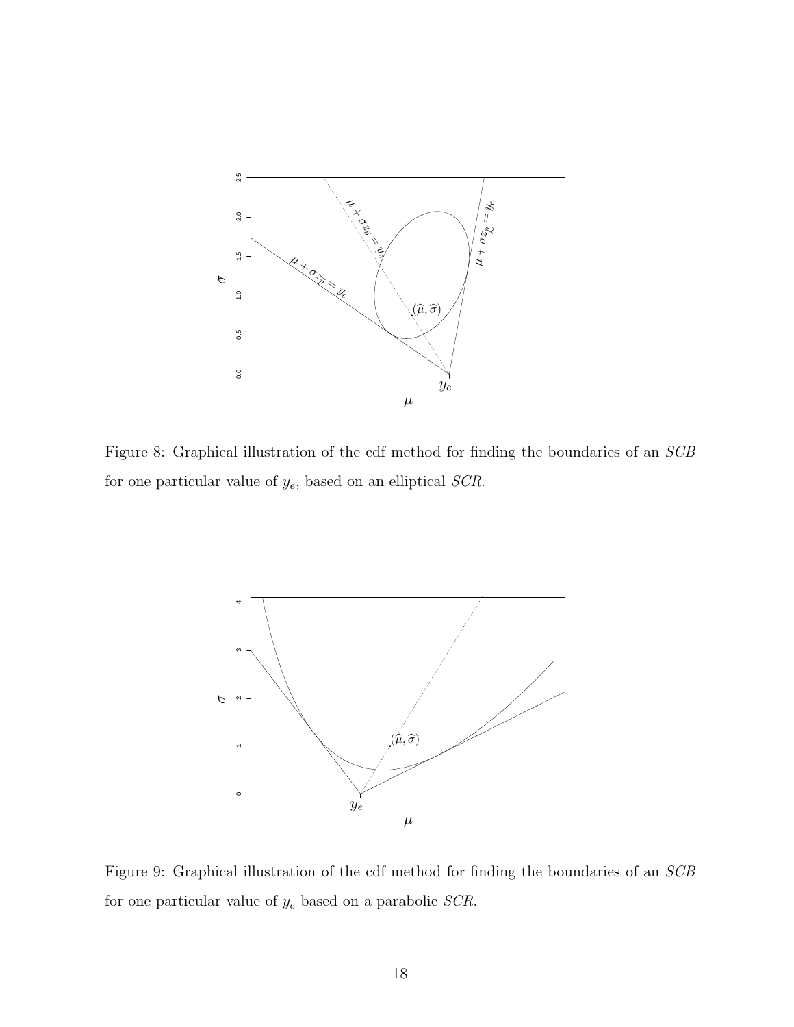Figure 8: Graphical illustration of the cdf method for finding the boundaries of an *SCB* for one particular value of $y_e$, based on an elliptical *SCR*.

Figure 9: Graphical illustration of the cdf method for finding the boundaries of an *SCB* for one particular value of $y_e$ based on a parabolic *SCR*.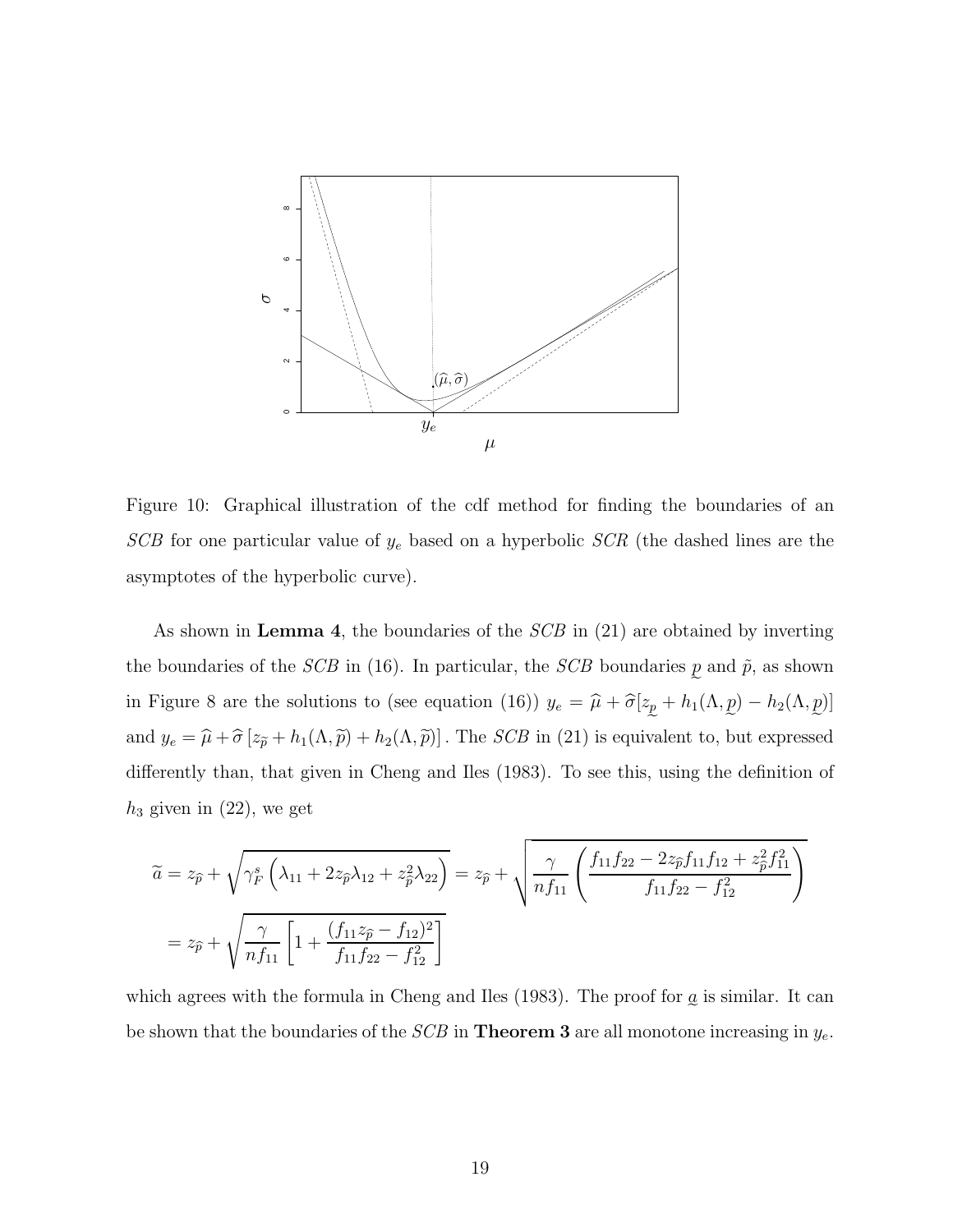Figure 10: Graphical illustration of the cdf method for finding the boundaries of an *SCB* for one particular value of $y_e$ based on a hyperbolic *SCR* (the dashed lines are the asymptotes of the hyperbolic curve).

As shown in **Lemma 4**, the boundaries of the *SCB* in (21) are obtained by inverting the boundaries of the *SCB* in (16). In particular, the *SCB* boundaries $\underset{\sim}{p}$ and $\tilde{p}$, as shown in Figure 8 are the solutions to (see equation (16)) $y_e = \widehat{\mu} + \widehat{\sigma}[z_{\underset{\sim}{p}} + h_1(\Lambda, \underset{\sim}{p}) - h_2(\Lambda, \underset{\sim}{p})]$ and $y_e = \widehat{\mu} + \widehat{\sigma}\left[z_{\widetilde{p}} + h_1(\Lambda, \widetilde{p}) + h_2(\Lambda, \widetilde{p})\right]$. The *SCB* in (21) is equivalent to, but expressed differently than, that given in Cheng and Iles (1983). To see this, using the definition of $h_3$ given in (22), we get

$$
\begin{aligned}
\widetilde{a} &= z_{\widehat{p}} + \sqrt{\gamma_F^s\left(\lambda_{11} + 2z_{\widehat{p}}\lambda_{12} + z_{\widehat{p}}^2\lambda_{22}\right)} = z_{\widehat{p}} + \sqrt{\frac{\gamma}{nf_{11}}\left(\frac{f_{11}f_{22} - 2z_{\widehat{p}}f_{11}f_{12} + z_{\widehat{p}}^2 f_{11}^2}{f_{11}f_{22} - f_{12}^2}\right)} \\
&= z_{\widehat{p}} + \sqrt{\frac{\gamma}{nf_{11}}\left[1 + \frac{(f_{11}z_{\widehat{p}} - f_{12})^2}{f_{11}f_{22} - f_{12}^2}\right]}
\end{aligned}
$$

which agrees with the formula in Cheng and Iles (1983). The proof for $\underset{\sim}{a}$ is similar. It can be shown that the boundaries of the *SCB* in **Theorem 3** are all monotone increasing in $y_e$.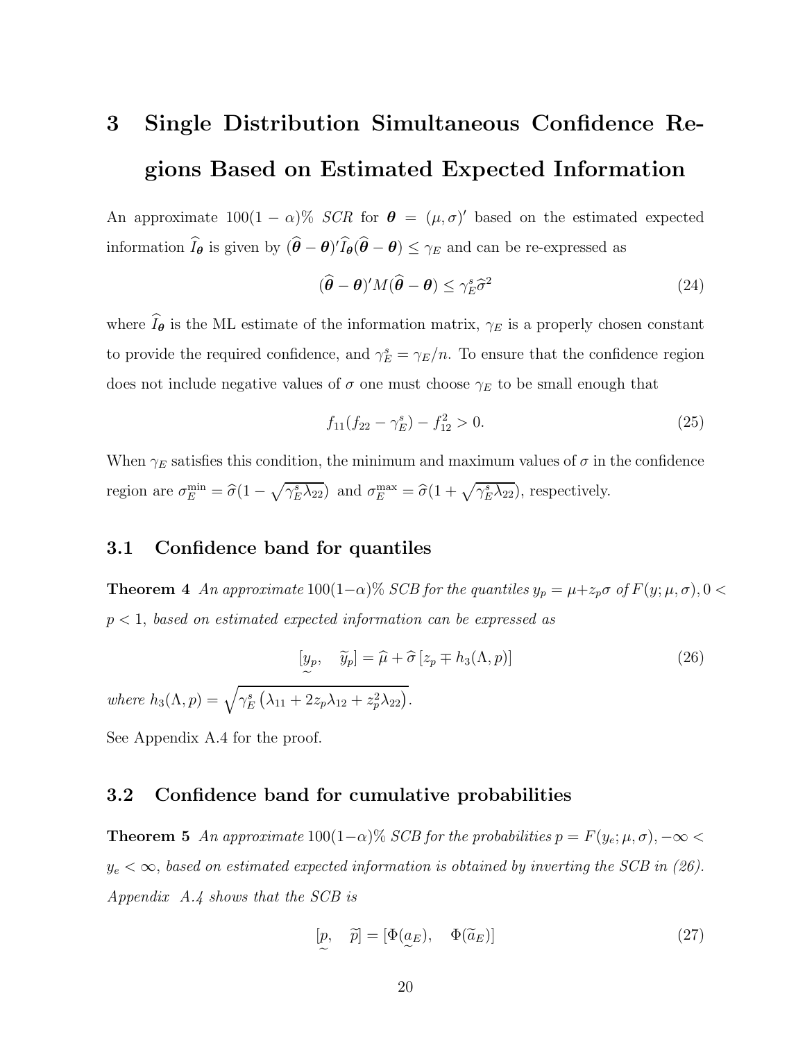# 3 Single Distribution Simultaneous Confidence Regions Based on Estimated Expected Information

An approximate $100(1-\alpha)\%$ *SCR* for $\boldsymbol{\theta} = (\mu, \sigma)'$ based on the estimated expected information $\widehat{I}_{\boldsymbol{\theta}}$ is given by $(\widehat{\boldsymbol{\theta}} - \boldsymbol{\theta})' \widehat{I}_{\boldsymbol{\theta}} (\widehat{\boldsymbol{\theta}} - \boldsymbol{\theta}) \leq \gamma_E$ and can be re-expressed as

$$(\widehat{\boldsymbol{\theta}} - \boldsymbol{\theta})' M (\widehat{\boldsymbol{\theta}} - \boldsymbol{\theta}) \leq \gamma_E^s \widehat{\sigma}^2 \tag{24}$$

where $\widehat{I}_{\boldsymbol{\theta}}$ is the ML estimate of the information matrix, $\gamma_E$ is a properly chosen constant to provide the required confidence, and $\gamma_E^s = \gamma_E / n$. To ensure that the confidence region does not include negative values of $\sigma$ one must choose $\gamma_E$ to be small enough that

$$f_{11}(f_{22} - \gamma_E^s) - f_{12}^2 > 0. \tag{25}$$

When $\gamma_E$ satisfies this condition, the minimum and maximum values of $\sigma$ in the confidence region are $\sigma_E^{\min} = \widehat{\sigma}(1 - \sqrt{\gamma_E^s \lambda_{22}})$ and $\sigma_E^{\max} = \widehat{\sigma}(1 + \sqrt{\gamma_E^s \lambda_{22}})$, respectively.

## 3.1 Confidence band for quantiles

**Theorem 4** *An approximate* $100(1-\alpha)\%$ *SCB for the quantiles* $y_p = \mu + z_p \sigma$ *of* $F(y; \mu, \sigma), 0 < p < 1$, *based on estimated expected information can be expressed as*

$$[\underset{\sim}{y_p}, \quad \widetilde{y}_p] = \widehat{\mu} + \widehat{\sigma}\left[z_p \mp h_3(\Lambda, p)\right] \tag{26}$$

*where* $h_3(\Lambda, p) = \sqrt{\gamma_E^s \left(\lambda_{11} + 2 z_p \lambda_{12} + z_p^2 \lambda_{22}\right)}$.

See Appendix A.4 for the proof.

## 3.2 Confidence band for cumulative probabilities

**Theorem 5** *An approximate* $100(1-\alpha)\%$ *SCB for the probabilities* $p = F(y_e; \mu, \sigma), -\infty < y_e < \infty$, *based on estimated expected information is obtained by inverting the SCB in (26). Appendix A.4 shows that the SCB is*

$$[\underset{\sim}{p}, \quad \widetilde{p}] = [\Phi(\underset{\sim}{a}_E), \quad \Phi(\widetilde{a}_E)] \tag{27}$$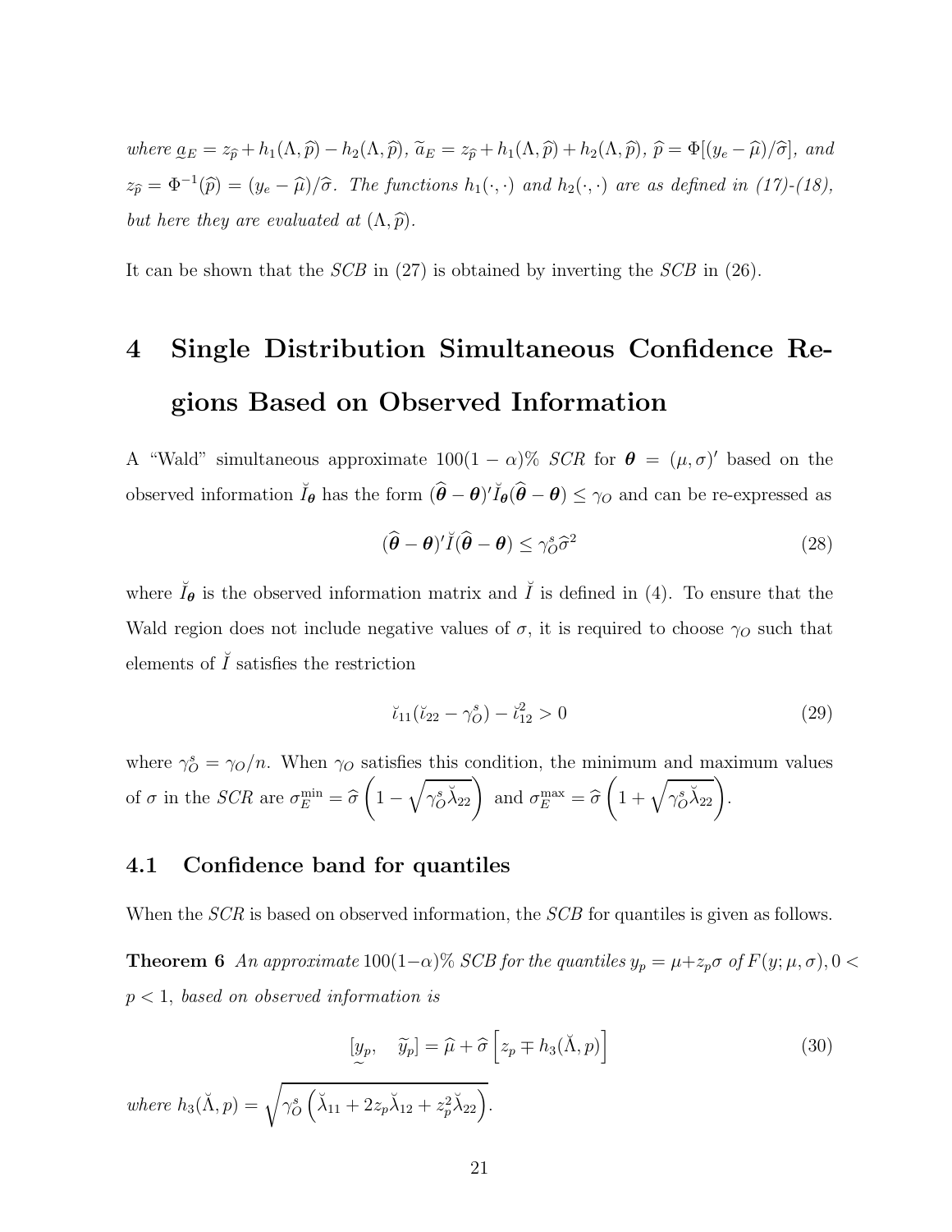*where* $\underset{\sim}{a}_E = z_{\widehat{p}} + h_1(\Lambda, \widehat{p}) - h_2(\Lambda, \widehat{p})$, $\widetilde{a}_E = z_{\widehat{p}} + h_1(\Lambda, \widehat{p}) + h_2(\Lambda, \widehat{p})$, $\widehat{p} = \Phi[(y_e - \widehat{\mu})/\widehat{\sigma}]$, *and* $z_{\widehat{p}} = \Phi^{-1}(\widehat{p}) = (y_e - \widehat{\mu})/\widehat{\sigma}$. *The functions* $h_1(\cdot, \cdot)$ *and* $h_2(\cdot, \cdot)$ *are as defined in (17)-(18), but here they are evaluated at* $(\Lambda, \widehat{p})$.

It can be shown that the *SCB* in (27) is obtained by inverting the *SCB* in (26).

# 4 Single Distribution Simultaneous Confidence Regions Based on Observed Information

A "Wald" simultaneous approximate $100(1-\alpha)\%$ *SCR* for $\boldsymbol{\theta} = (\mu, \sigma)'$ based on the observed information $\breve{I}_{\boldsymbol{\theta}}$ has the form $(\widehat{\boldsymbol{\theta}} - \boldsymbol{\theta})'\breve{I}_{\boldsymbol{\theta}}(\widehat{\boldsymbol{\theta}} - \boldsymbol{\theta}) \leq \gamma_O$ and can be re-expressed as

$$(\widehat{\boldsymbol{\theta}} - \boldsymbol{\theta})'\breve{I}(\widehat{\boldsymbol{\theta}} - \boldsymbol{\theta}) \leq \gamma_O^s \widehat{\sigma}^2 \tag{28}$$

where $\breve{I}_{\boldsymbol{\theta}}$ is the observed information matrix and $\breve{I}$ is defined in (4). To ensure that the Wald region does not include negative values of $\sigma$, it is required to choose $\gamma_O$ such that elements of $\breve{I}$ satisfies the restriction

$$\breve{\imath}_{11}(\breve{\imath}_{22} - \gamma_O^s) - \breve{\imath}_{12}^2 > 0 \tag{29}$$

where $\gamma_O^s = \gamma_O/n$. When $\gamma_O$ satisfies this condition, the minimum and maximum values of $\sigma$ in the *SCR* are $\sigma_E^{\min} = \widehat{\sigma}\left(1 - \sqrt{\gamma_O^s \breve{\lambda}_{22}}\right)$ and $\sigma_E^{\max} = \widehat{\sigma}\left(1 + \sqrt{\gamma_O^s \breve{\lambda}_{22}}\right)$.

## 4.1 Confidence band for quantiles

When the *SCR* is based on observed information, the *SCB* for quantiles is given as follows.

**Theorem 6** *An approximate* $100(1-\alpha)\%$ *SCB for the quantiles* $y_p = \mu + z_p\sigma$ *of* $F(y; \mu, \sigma), 0 < p < 1$, *based on observed information is*

$$[\underset{\sim}{y_p}, \quad \widetilde{y}_p] = \widehat{\mu} + \widehat{\sigma}\left[z_p \mp h_3(\breve{\Lambda}, p)\right] \tag{30}$$

*where* $h_3(\breve{\Lambda}, p) = \sqrt{\gamma_O^s\left(\breve{\lambda}_{11} + 2z_p\breve{\lambda}_{12} + z_p^2\breve{\lambda}_{22}\right)}$.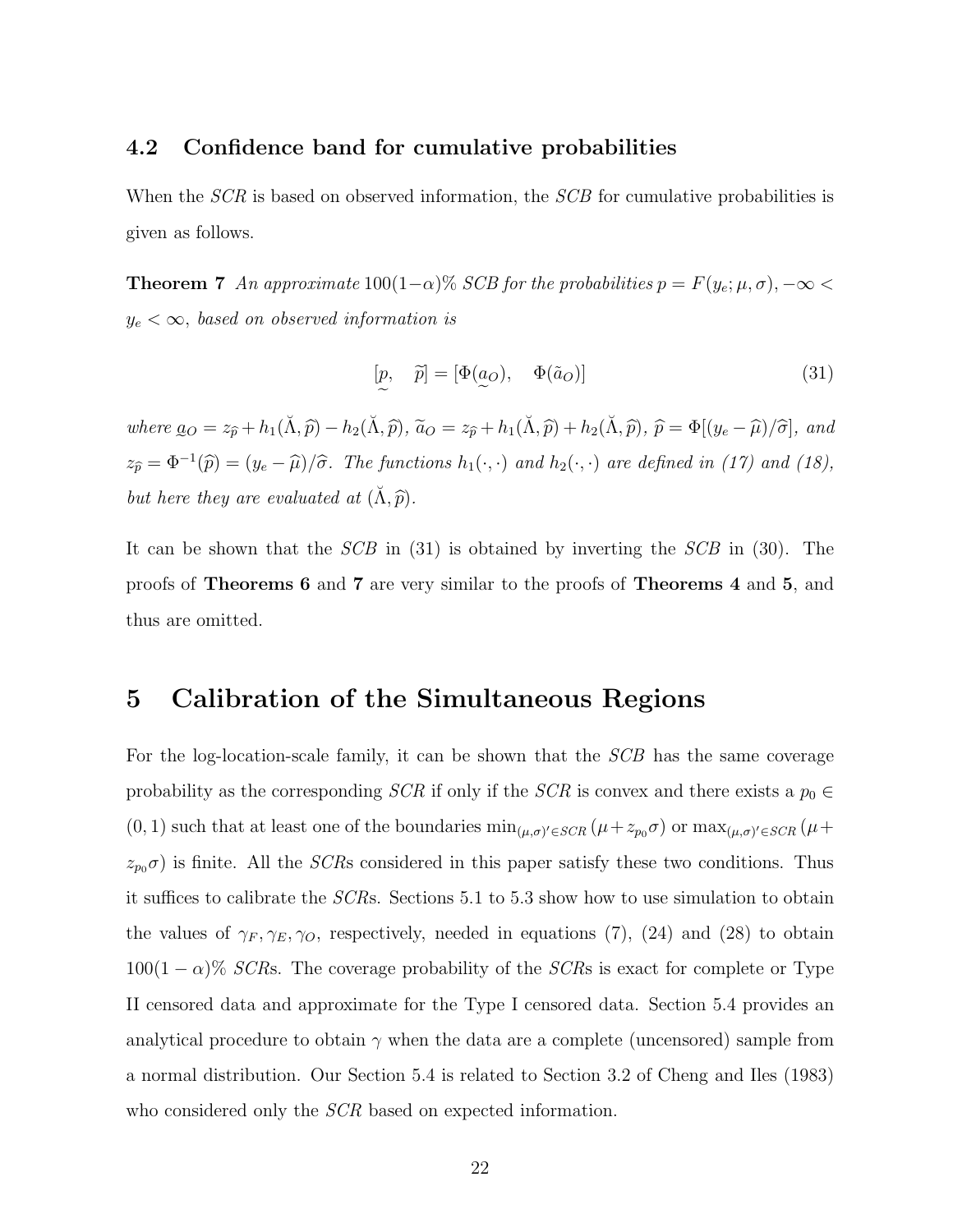### 4.2 Confidence band for cumulative probabilities

When the *SCR* is based on observed information, the *SCB* for cumulative probabilities is given as follows.

**Theorem 7** *An approximate* $100(1-\alpha)\%$ *SCB for the probabilities* $p = F(y_e; \mu, \sigma), -\infty < y_e < \infty$*, based on observed information is*

$$[\underset{\sim}{p}, \quad \widetilde{p}] = [\Phi(\underset{\sim}{a}_O), \quad \Phi(\tilde{a}_O)] \tag{31}$$

*where* $\underset{\sim}{a}_O = z_{\widehat{p}} + h_1(\breve{\Lambda}, \widehat{p}) - h_2(\breve{\Lambda}, \widehat{p})$*,* $\widetilde{a}_O = z_{\widehat{p}} + h_1(\breve{\Lambda}, \widehat{p}) + h_2(\breve{\Lambda}, \widehat{p})$*,* $\widehat{p} = \Phi[(y_e - \widehat{\mu})/\widehat{\sigma}]$*, and* $z_{\widehat{p}} = \Phi^{-1}(\widehat{p}) = (y_e - \widehat{\mu})/\widehat{\sigma}$*. The functions* $h_1(\cdot, \cdot)$ *and* $h_2(\cdot, \cdot)$ *are defined in (17) and (18), but here they are evaluated at* $(\breve{\Lambda}, \widehat{p})$*.*

It can be shown that the *SCB* in (31) is obtained by inverting the *SCB* in (30). The proofs of **Theorems 6** and **7** are very similar to the proofs of **Theorems 4** and **5**, and thus are omitted.

## 5 Calibration of the Simultaneous Regions

For the log-location-scale family, it can be shown that the *SCB* has the same coverage probability as the corresponding *SCR* if only if the *SCR* is convex and there exists a $p_0 \in (0, 1)$ such that at least one of the boundaries $\min_{(\mu,\sigma)' \in SCR} (\mu + z_{p_0}\sigma)$ or $\max_{(\mu,\sigma)' \in SCR} (\mu + z_{p_0}\sigma)$ is finite. All the *SCR*s considered in this paper satisfy these two conditions. Thus it suffices to calibrate the *SCR*s. Sections 5.1 to 5.3 show how to use simulation to obtain the values of $\gamma_F, \gamma_E, \gamma_O$, respectively, needed in equations (7), (24) and (28) to obtain $100(1-\alpha)\%$ *SCR*s. The coverage probability of the *SCR*s is exact for complete or Type II censored data and approximate for the Type I censored data. Section 5.4 provides an analytical procedure to obtain $\gamma$ when the data are a complete (uncensored) sample from a normal distribution. Our Section 5.4 is related to Section 3.2 of Cheng and Iles (1983) who considered only the *SCR* based on expected information.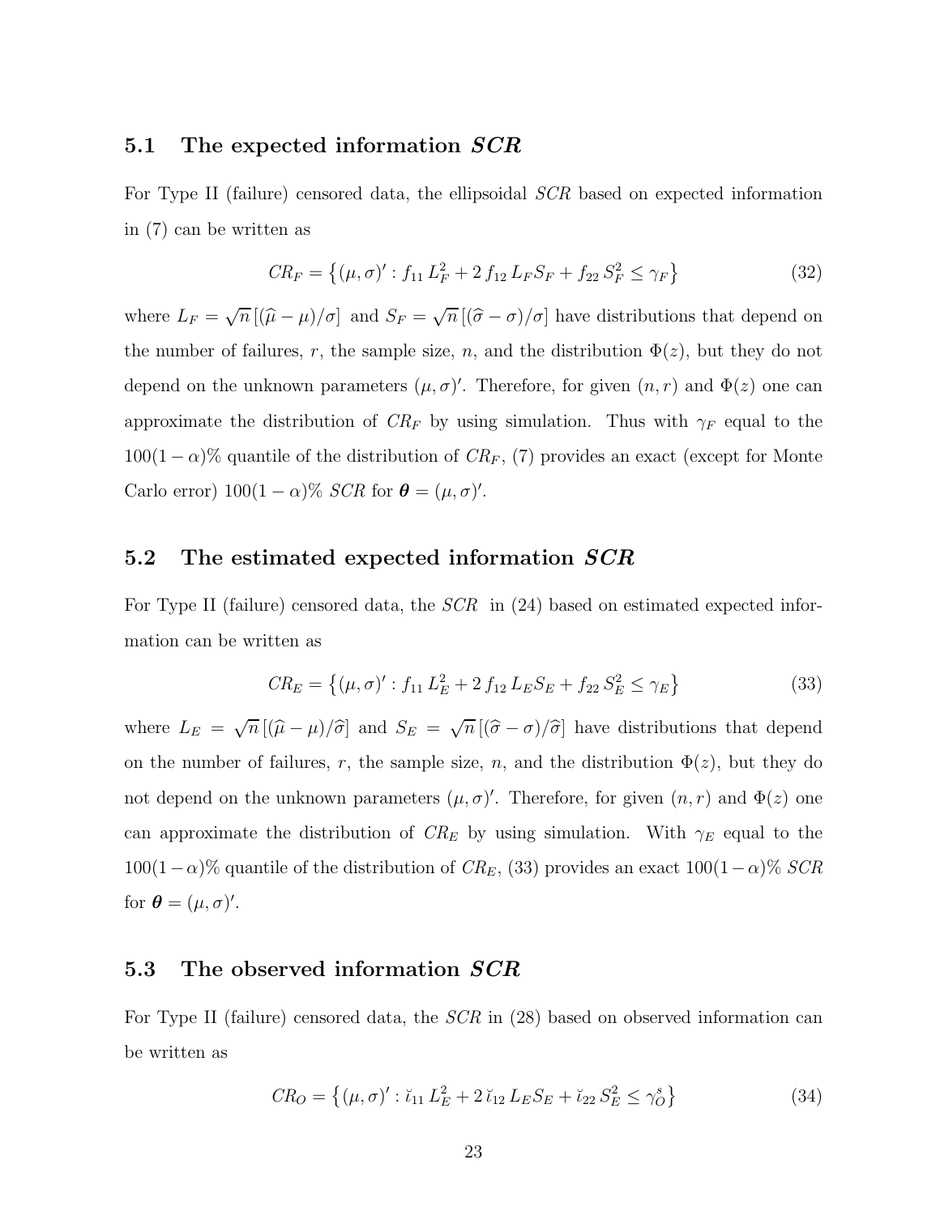### 5.1 The expected information *SCR*

For Type II (failure) censored data, the ellipsoidal *SCR* based on expected information in (7) can be written as

$$CR_F = \left\{(\mu, \sigma)' : f_{11}\, L_F^2 + 2\, f_{12}\, L_F S_F + f_{22}\, S_F^2 \leq \gamma_F\right\} \tag{32}$$

where $L_F = \sqrt{n}\,[(\widehat{\mu} - \mu)/\sigma]$ and $S_F = \sqrt{n}\,[(\widehat{\sigma} - \sigma)/\sigma]$ have distributions that depend on the number of failures, $r$, the sample size, $n$, and the distribution $\Phi(z)$, but they do not depend on the unknown parameters $(\mu, \sigma)'$. Therefore, for given $(n, r)$ and $\Phi(z)$ one can approximate the distribution of $CR_F$ by using simulation. Thus with $\gamma_F$ equal to the $100(1-\alpha)\%$ quantile of the distribution of $CR_F$, (7) provides an exact (except for Monte Carlo error) $100(1-\alpha)\%$ *SCR* for $\boldsymbol{\theta} = (\mu, \sigma)'$.

### 5.2 The estimated expected information *SCR*

For Type II (failure) censored data, the *SCR* in (24) based on estimated expected information can be written as

$$CR_E = \left\{(\mu, \sigma)' : f_{11}\, L_E^2 + 2\, f_{12}\, L_E S_E + f_{22}\, S_E^2 \leq \gamma_E\right\} \tag{33}$$

where $L_E = \sqrt{n}\,[(\widehat{\mu} - \mu)/\widehat{\sigma}]$ and $S_E = \sqrt{n}\,[(\widehat{\sigma} - \sigma)/\widehat{\sigma}]$ have distributions that depend on the number of failures, $r$, the sample size, $n$, and the distribution $\Phi(z)$, but they do not depend on the unknown parameters $(\mu, \sigma)'$. Therefore, for given $(n, r)$ and $\Phi(z)$ one can approximate the distribution of $CR_E$ by using simulation. With $\gamma_E$ equal to the $100(1-\alpha)\%$ quantile of the distribution of $CR_E$, (33) provides an exact $100(1-\alpha)\%$ *SCR* for $\boldsymbol{\theta} = (\mu, \sigma)'$.

### 5.3 The observed information *SCR*

For Type II (failure) censored data, the *SCR* in (28) based on observed information can be written as

$$CR_O = \left\{(\mu, \sigma)' : \breve{\imath}_{11}\, L_E^2 + 2\, \breve{\imath}_{12}\, L_E S_E + \breve{\imath}_{22}\, S_E^2 \leq \gamma_O^s\right\} \tag{34}$$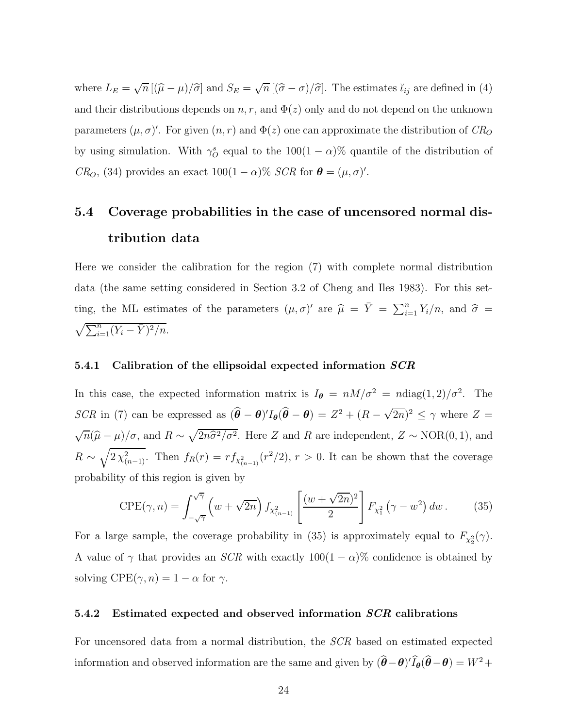where $L_E = \sqrt{n}\,[(\widehat{\mu} - \mu)/\widehat{\sigma}]$ and $S_E = \sqrt{n}\,[(\widehat{\sigma} - \sigma)/\widehat{\sigma}]$. The estimates $\breve{\iota}_{ij}$ are defined in (4) and their distributions depends on $n, r$, and $\Phi(z)$ only and do not depend on the unknown parameters $(\mu, \sigma)'$. For given $(n, r)$ and $\Phi(z)$ one can approximate the distribution of $CR_O$ by using simulation. With $\gamma_O^s$ equal to the $100(1-\alpha)\%$ quantile of the distribution of $CR_O$, (34) provides an exact $100(1-\alpha)\%$ *SCR* for $\boldsymbol{\theta} = (\mu, \sigma)'$.

## 5.4 Coverage probabilities in the case of uncensored normal distribution data

Here we consider the calibration for the region (7) with complete normal distribution data (the same setting considered in Section 3.2 of Cheng and Iles 1983). For this setting, the ML estimates of the parameters $(\mu, \sigma)'$ are $\widehat{\mu} = \bar{Y} = \sum_{i=1}^{n} Y_i/n$, and $\widehat{\sigma} = \sqrt{\sum_{i=1}^{n}(Y_i - \bar{Y})^2/n}$.

### 5.4.1 Calibration of the ellipsoidal expected information *SCR*

In this case, the expected information matrix is $I_{\boldsymbol{\theta}} = nM/\sigma^2 = n\text{diag}(1, 2)/\sigma^2$. The *SCR* in (7) can be expressed as $(\widehat{\boldsymbol{\theta}} - \boldsymbol{\theta})' I_{\boldsymbol{\theta}} (\widehat{\boldsymbol{\theta}} - \boldsymbol{\theta}) = Z^2 + (R - \sqrt{2n})^2 \leq \gamma$ where $Z = \sqrt{n}(\widehat{\mu} - \mu)/\sigma$, and $R \sim \sqrt{2n\widehat{\sigma}^2/\sigma^2}$. Here $Z$ and $R$ are independent, $Z \sim \text{NOR}(0, 1)$, and $R \sim \sqrt{2\,\chi^2_{(n-1)}}$. Then $f_R(r) = r f_{\chi^2_{(n-1)}}(r^2/2)$, $r > 0$. It can be shown that the coverage probability of this region is given by

$$\text{CPE}(\gamma, n) = \int_{-\sqrt{\gamma}}^{\sqrt{\gamma}} \left(w + \sqrt{2n}\right) f_{\chi^2_{(n-1)}} \left[\frac{(w + \sqrt{2n})^2}{2}\right] F_{\chi^2_1}\left(\gamma - w^2\right) dw\,. \tag{35}$$

For a large sample, the coverage probability in (35) is approximately equal to $F_{\chi^2_2}(\gamma)$. A value of $\gamma$ that provides an *SCR* with exactly $100(1-\alpha)\%$ confidence is obtained by solving $\text{CPE}(\gamma, n) = 1 - \alpha$ for $\gamma$.

### 5.4.2 Estimated expected and observed information *SCR* calibrations

For uncensored data from a normal distribution, the *SCR* based on estimated expected information and observed information are the same and given by $(\widehat{\boldsymbol{\theta}} - \boldsymbol{\theta})' \widehat{I}_{\boldsymbol{\theta}} (\widehat{\boldsymbol{\theta}} - \boldsymbol{\theta}) = W^2 +$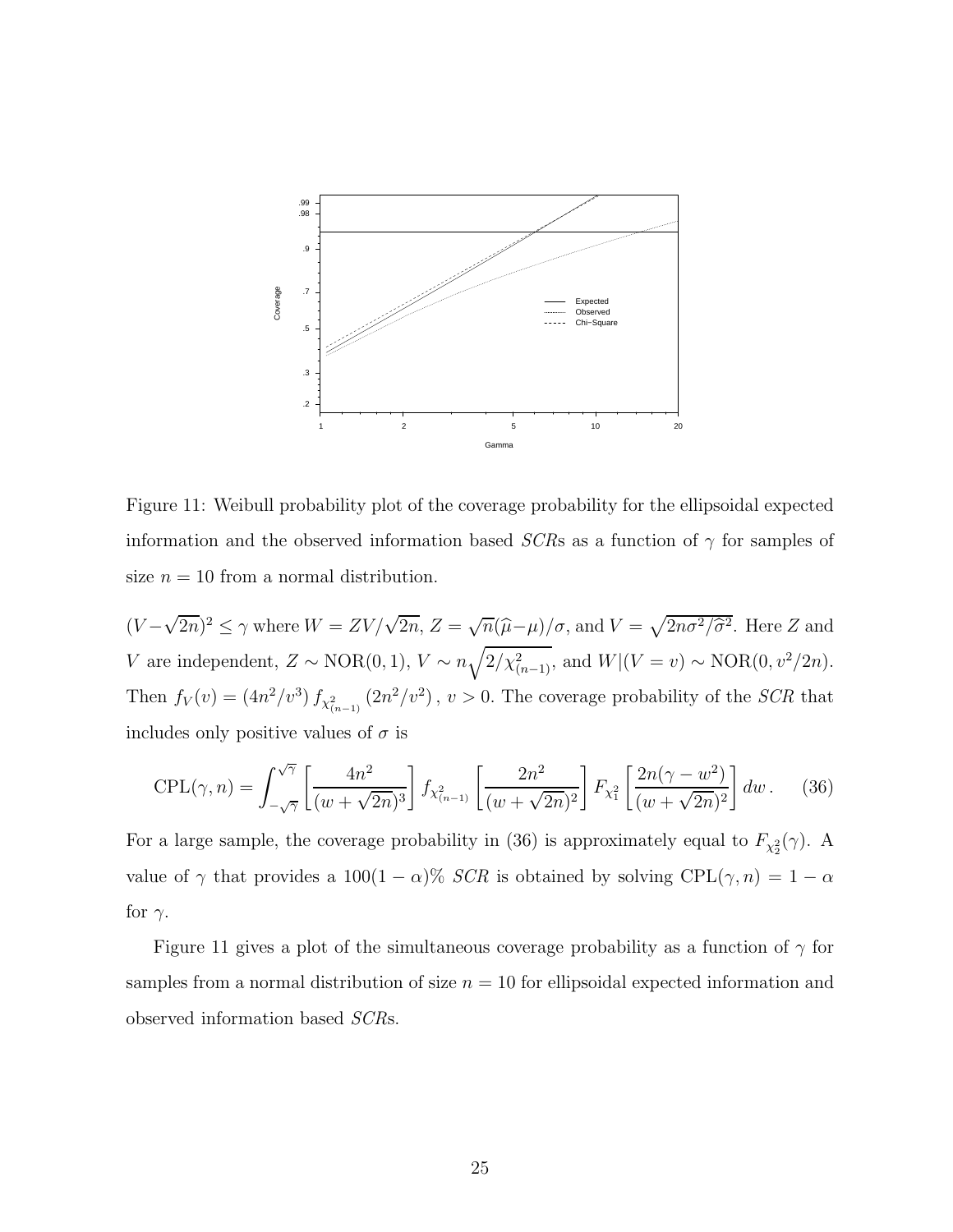Figure 11: Weibull probability plot of the coverage probability for the ellipsoidal expected information and the observed information based *SCR*s as a function of $\gamma$ for samples of size $n = 10$ from a normal distribution.

$(V - \sqrt{2n})^2 \leq \gamma$ where $W = ZV/\sqrt{2n}$, $Z = \sqrt{n}(\widehat{\mu} - \mu)/\sigma$, and $V = \sqrt{2n\sigma^2/\widehat{\sigma}^2}$. Here $Z$ and $V$ are independent, $Z \sim \text{NOR}(0, 1)$, $V \sim n\sqrt{2/\chi^2_{(n-1)}}$, and $W|(V = v) \sim \text{NOR}(0, v^2/2n)$. Then $f_V(v) = (4n^2/v^3)\, f_{\chi^2_{(n-1)}}(2n^2/v^2)$, $v > 0$. The coverage probability of the *SCR* that includes only positive values of $\sigma$ is

$$
\text{CPL}(\gamma, n) = \int_{-\sqrt{\gamma}}^{\sqrt{\gamma}} \left[ \frac{4n^2}{(w + \sqrt{2n})^3} \right] f_{\chi^2_{(n-1)}} \left[ \frac{2n^2}{(w + \sqrt{2n})^2} \right] F_{\chi^2_1} \left[ \frac{2n(\gamma - w^2)}{(w + \sqrt{2n})^2} \right] dw\,. \qquad (36)
$$

For a large sample, the coverage probability in (36) is approximately equal to $F_{\chi^2_2}(\gamma)$. A value of $\gamma$ that provides a $100(1 - \alpha)\%$ *SCR* is obtained by solving $\text{CPL}(\gamma, n) = 1 - \alpha$ for $\gamma$.

Figure 11 gives a plot of the simultaneous coverage probability as a function of $\gamma$ for samples from a normal distribution of size $n = 10$ for ellipsoidal expected information and observed information based *SCR*s.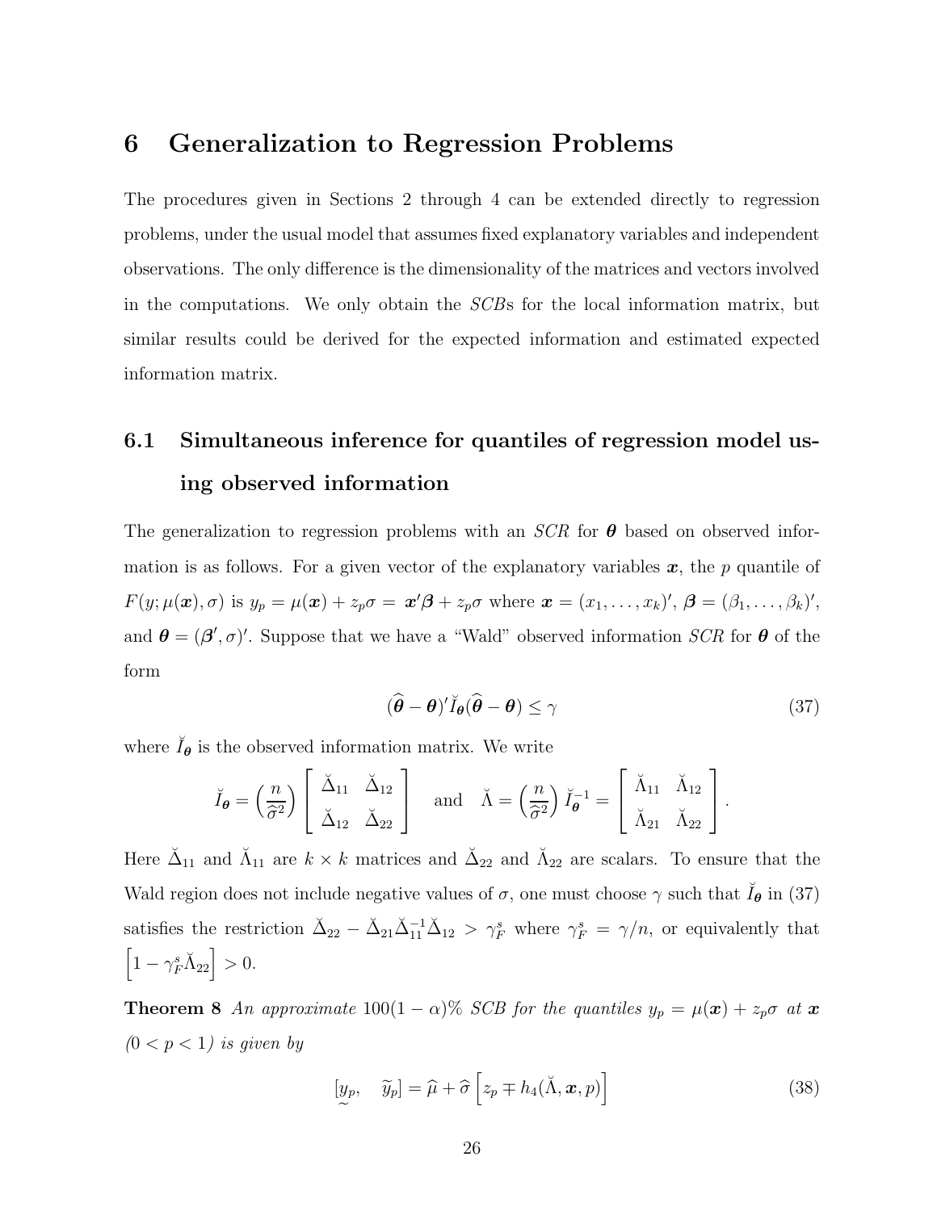# 6 Generalization to Regression Problems

The procedures given in Sections 2 through 4 can be extended directly to regression problems, under the usual model that assumes fixed explanatory variables and independent observations. The only difference is the dimensionality of the matrices and vectors involved in the computations. We only obtain the *SCB*s for the local information matrix, but similar results could be derived for the expected information and estimated expected information matrix.

## 6.1 Simultaneous inference for quantiles of regression model using observed information

The generalization to regression problems with an *SCR* for $\boldsymbol{\theta}$ based on observed information is as follows. For a given vector of the explanatory variables $\boldsymbol{x}$, the $p$ quantile of $F(y; \mu(\boldsymbol{x}), \sigma)$ is $y_p = \mu(\boldsymbol{x}) + z_p\sigma = \boldsymbol{x}'\boldsymbol{\beta} + z_p\sigma$ where $\boldsymbol{x} = (x_1, \ldots, x_k)'$, $\boldsymbol{\beta} = (\beta_1, \ldots, \beta_k)'$, and $\boldsymbol{\theta} = (\boldsymbol{\beta}', \sigma)'$. Suppose that we have a "Wald" observed information *SCR* for $\boldsymbol{\theta}$ of the form

$$(\widehat{\boldsymbol{\theta}} - \boldsymbol{\theta})' \breve{I}_{\boldsymbol{\theta}} (\widehat{\boldsymbol{\theta}} - \boldsymbol{\theta}) \leq \gamma \tag{37}$$

where $\breve{I}_{\boldsymbol{\theta}}$ is the observed information matrix. We write

$$\breve{I}_{\boldsymbol{\theta}} = \left(\frac{n}{\widehat{\sigma}^2}\right) \begin{bmatrix} \breve{\Delta}_{11} & \breve{\Delta}_{12} \\ \breve{\Delta}_{12} & \breve{\Delta}_{22} \end{bmatrix} \quad \text{and} \quad \breve{\Lambda} = \left(\frac{n}{\widehat{\sigma}^2}\right) \breve{I}_{\boldsymbol{\theta}}^{-1} = \begin{bmatrix} \breve{\Lambda}_{11} & \breve{\Lambda}_{12} \\ \breve{\Lambda}_{21} & \breve{\Lambda}_{22} \end{bmatrix}.$$

Here $\breve{\Delta}_{11}$ and $\breve{\Lambda}_{11}$ are $k \times k$ matrices and $\breve{\Delta}_{22}$ and $\breve{\Lambda}_{22}$ are scalars. To ensure that the Wald region does not include negative values of $\sigma$, one must choose $\gamma$ such that $\breve{I}_{\boldsymbol{\theta}}$ in (37) satisfies the restriction $\breve{\Delta}_{22} - \breve{\Delta}_{21}\breve{\Delta}_{11}^{-1}\breve{\Delta}_{12} > \gamma_F^s$ where $\gamma_F^s = \gamma/n$, or equivalently that $\left[1 - \gamma_F^s \breve{\Lambda}_{22}\right] > 0$.

**Theorem 8** *An approximate* $100(1-\alpha)\%$ *SCB for the quantiles* $y_p = \mu(\boldsymbol{x}) + z_p\sigma$ *at* $\boldsymbol{x}$ *(*$0 < p < 1$*) is given by*

$$[\underset{\sim}{y_p}, \quad \widetilde{y}_p] = \widehat{\mu} + \widehat{\sigma}\left[z_p \mp h_4(\breve{\Lambda}, \boldsymbol{x}, p)\right] \tag{38}$$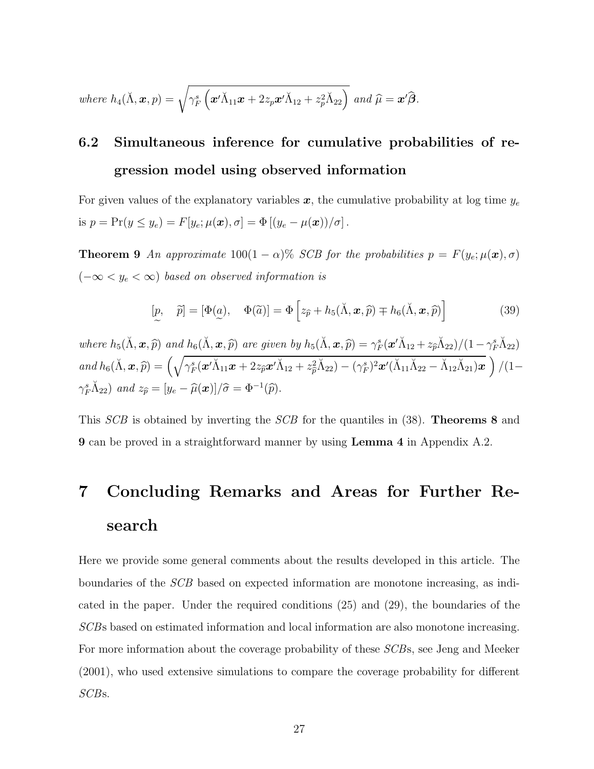*where* $h_4(\breve{\Lambda}, \boldsymbol{x}, p) = \sqrt{\gamma_F^s \left( \boldsymbol{x}'\breve{\Lambda}_{11}\boldsymbol{x} + 2z_p\boldsymbol{x}'\breve{\Lambda}_{12} + z_p^2\breve{\Lambda}_{22} \right)}$ *and* $\widehat{\mu} = \boldsymbol{x}'\widehat{\boldsymbol{\beta}}$.

## 6.2 Simultaneous inference for cumulative probabilities of regression model using observed information

For given values of the explanatory variables $\boldsymbol{x}$, the cumulative probability at log time $y_e$ is $p = \Pr(y \leq y_e) = F[y_e; \mu(\boldsymbol{x}), \sigma] = \Phi\left[(y_e - \mu(\boldsymbol{x}))/\sigma\right]$.

**Theorem 9** *An approximate* $100(1-\alpha)\%$ *SCB for the probabilities* $p = F(y_e; \mu(\boldsymbol{x}), \sigma)$ $(-\infty < y_e < \infty)$ *based on observed information is*

$$[\underset{\sim}{p}, \quad \widetilde{p}] = [\Phi(\underset{\sim}{a}), \quad \Phi(\widetilde{a})] = \Phi\left[z_{\widehat{p}} + h_5(\breve{\Lambda}, \boldsymbol{x}, \widehat{p}) \mp h_6(\breve{\Lambda}, \boldsymbol{x}, \widehat{p})\right] \tag{39}$$

*where* $h_5(\breve{\Lambda}, \boldsymbol{x}, \widehat{p})$ *and* $h_6(\breve{\Lambda}, \boldsymbol{x}, \widehat{p})$ *are given by* $h_5(\breve{\Lambda}, \boldsymbol{x}, \widehat{p}) = \gamma_F^s(\boldsymbol{x}'\breve{\Lambda}_{12} + z_{\widehat{p}}\breve{\Lambda}_{22})/(1 - \gamma_F^s\breve{\Lambda}_{22})$ *and* $h_6(\breve{\Lambda}, \boldsymbol{x}, \widehat{p}) = \left( \sqrt{\gamma_F^s(\boldsymbol{x}'\breve{\Lambda}_{11}\boldsymbol{x} + 2z_{\widehat{p}}\boldsymbol{x}'\breve{\Lambda}_{12} + z_{\widehat{p}}^2\breve{\Lambda}_{22}) - (\gamma_F^s)^2\boldsymbol{x}'(\breve{\Lambda}_{11}\breve{\Lambda}_{22} - \breve{\Lambda}_{12}\breve{\Lambda}_{21})\boldsymbol{x}} \right)/(1 - \gamma_F^s\breve{\Lambda}_{22})$ *and* $z_{\widehat{p}} = [y_e - \widehat{\mu}(\boldsymbol{x})]/\widehat{\sigma} = \Phi^{-1}(\widehat{p})$.

This *SCB* is obtained by inverting the *SCB* for the quantiles in (38). **Theorems 8** and **9** can be proved in a straightforward manner by using **Lemma 4** in Appendix A.2.

# 7 Concluding Remarks and Areas for Further Research

Here we provide some general comments about the results developed in this article. The boundaries of the *SCB* based on expected information are monotone increasing, as indicated in the paper. Under the required conditions (25) and (29), the boundaries of the *SCB*s based on estimated information and local information are also monotone increasing. For more information about the coverage probability of these *SCB*s, see Jeng and Meeker (2001), who used extensive simulations to compare the coverage probability for different *SCB*s.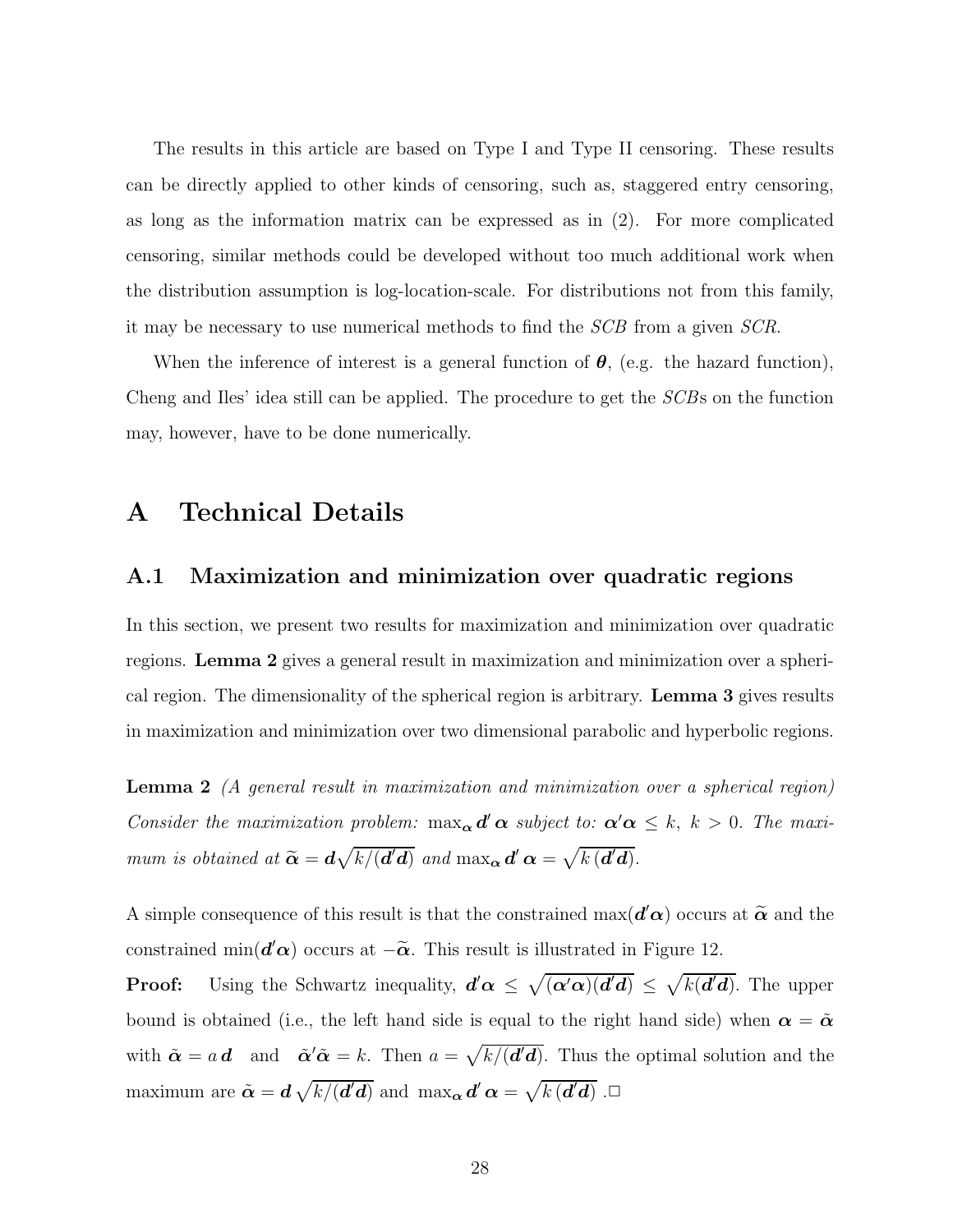The results in this article are based on Type I and Type II censoring. These results can be directly applied to other kinds of censoring, such as, staggered entry censoring, as long as the information matrix can be expressed as in (2). For more complicated censoring, similar methods could be developed without too much additional work when the distribution assumption is log-location-scale. For distributions not from this family, it may be necessary to use numerical methods to find the *SCB* from a given *SCR*.

When the inference of interest is a general function of $\boldsymbol{\theta}$, (e.g. the hazard function), Cheng and Iles' idea still can be applied. The procedure to get the *SCB*s on the function may, however, have to be done numerically.

# A Technical Details

## A.1 Maximization and minimization over quadratic regions

In this section, we present two results for maximization and minimization over quadratic regions. **Lemma 2** gives a general result in maximization and minimization over a spherical region. The dimensionality of the spherical region is arbitrary. **Lemma 3** gives results in maximization and minimization over two dimensional parabolic and hyperbolic regions.

**Lemma 2** *(A general result in maximization and minimization over a spherical region) Consider the maximization problem:* $\max_{\boldsymbol{\alpha}} \boldsymbol{d}' \boldsymbol{\alpha}$ *subject to:* $\boldsymbol{\alpha}'\boldsymbol{\alpha} \leq k,\ k > 0$. *The maximum is obtained at* $\widetilde{\boldsymbol{\alpha}} = \boldsymbol{d}\sqrt{k/(\boldsymbol{d}'\boldsymbol{d})}$ *and* $\max_{\boldsymbol{\alpha}} \boldsymbol{d}' \boldsymbol{\alpha} = \sqrt{k\,(\boldsymbol{d}'\boldsymbol{d})}$.

A simple consequence of this result is that the constrained $\max(\boldsymbol{d}'\boldsymbol{\alpha})$ occurs at $\widetilde{\boldsymbol{\alpha}}$ and the constrained $\min(\boldsymbol{d}'\boldsymbol{\alpha})$ occurs at $-\widetilde{\boldsymbol{\alpha}}$. This result is illustrated in Figure 12.

**Proof:** Using the Schwartz inequality, $\boldsymbol{d}'\boldsymbol{\alpha} \leq \sqrt{(\boldsymbol{\alpha}'\boldsymbol{\alpha})(\boldsymbol{d}'\boldsymbol{d})} \leq \sqrt{k(\boldsymbol{d}'\boldsymbol{d})}$. The upper bound is obtained (i.e., the left hand side is equal to the right hand side) when $\boldsymbol{\alpha} = \tilde{\boldsymbol{\alpha}}$ with $\tilde{\boldsymbol{\alpha}} = a\,\boldsymbol{d}$ and $\tilde{\boldsymbol{\alpha}}'\tilde{\boldsymbol{\alpha}} = k$. Then $a = \sqrt{k/(\boldsymbol{d}'\boldsymbol{d})}$. Thus the optimal solution and the maximum are $\tilde{\boldsymbol{\alpha}} = \boldsymbol{d}\sqrt{k/(\boldsymbol{d}'\boldsymbol{d})}$ and $\max_{\boldsymbol{\alpha}} \boldsymbol{d}'\boldsymbol{\alpha} = \sqrt{k\,(\boldsymbol{d}'\boldsymbol{d})}$ .□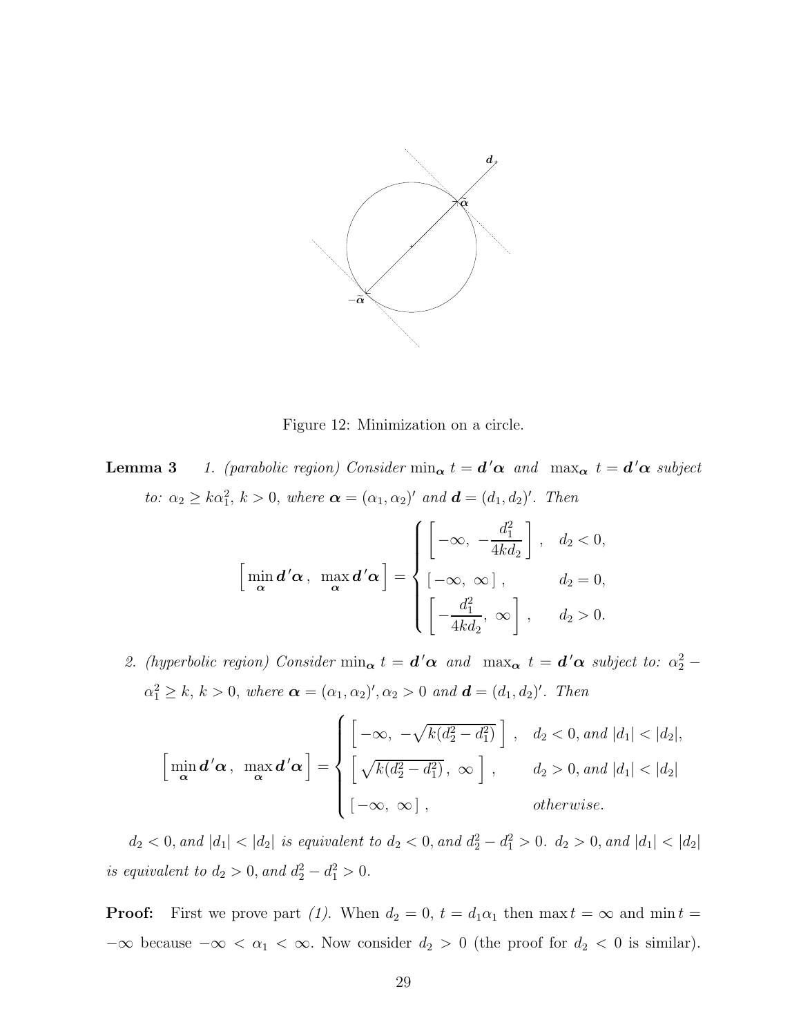Figure 12: Minimization on a circle.

**Lemma 3** *1. (parabolic region) Consider* $\min_{\boldsymbol{\alpha}} t = \boldsymbol{d}'\boldsymbol{\alpha}$ *and* $\max_{\boldsymbol{\alpha}} t = \boldsymbol{d}'\boldsymbol{\alpha}$ *subject to:* $\alpha_2 \geq k\alpha_1^2$, $k > 0$, *where* $\boldsymbol{\alpha} = (\alpha_1, \alpha_2)'$ *and* $\boldsymbol{d} = (d_1, d_2)'$. *Then*

$$\left[\min_{\boldsymbol{\alpha}} \boldsymbol{d}'\boldsymbol{\alpha}\,,\ \max_{\boldsymbol{\alpha}} \boldsymbol{d}'\boldsymbol{\alpha}\right] = \begin{cases} \left[-\infty,\ -\dfrac{d_1^2}{4kd_2}\right], & d_2 < 0, \\ [-\infty,\ \infty], & d_2 = 0, \\ \left[-\dfrac{d_1^2}{4kd_2},\ \infty\right], & d_2 > 0. \end{cases}$$

*2. (hyperbolic region) Consider* $\min_{\boldsymbol{\alpha}} t = \boldsymbol{d}'\boldsymbol{\alpha}$ *and* $\max_{\boldsymbol{\alpha}} t = \boldsymbol{d}'\boldsymbol{\alpha}$ *subject to:* $\alpha_2^2 - \alpha_1^2 \geq k$, $k > 0$, *where* $\boldsymbol{\alpha} = (\alpha_1, \alpha_2)', \alpha_2 > 0$ *and* $\boldsymbol{d} = (d_1, d_2)'$. *Then*

$$\left[\min_{\boldsymbol{\alpha}} \boldsymbol{d}'\boldsymbol{\alpha}\,,\ \max_{\boldsymbol{\alpha}} \boldsymbol{d}'\boldsymbol{\alpha}\right] = \begin{cases} \left[-\infty,\ -\sqrt{k(d_2^2 - d_1^2)}\right], & d_2 < 0, \text{ and } |d_1| < |d_2|, \\ \left[\sqrt{k(d_2^2 - d_1^2)},\ \infty\right], & d_2 > 0, \text{ and } |d_1| < |d_2| \\ [-\infty,\ \infty], & \text{otherwise.} \end{cases}$$

*$d_2 < 0$, and $|d_1| < |d_2|$ is equivalent to $d_2 < 0$, and $d_2^2 - d_1^2 > 0$. $d_2 > 0$, and $|d_1| < |d_2|$ is equivalent to $d_2 > 0$, and $d_2^2 - d_1^2 > 0$.*

**Proof:** First we prove part *(1)*. When $d_2 = 0$, $t = d_1\alpha_1$ then $\max t = \infty$ and $\min t = -\infty$ because $-\infty < \alpha_1 < \infty$. Now consider $d_2 > 0$ (the proof for $d_2 < 0$ is similar).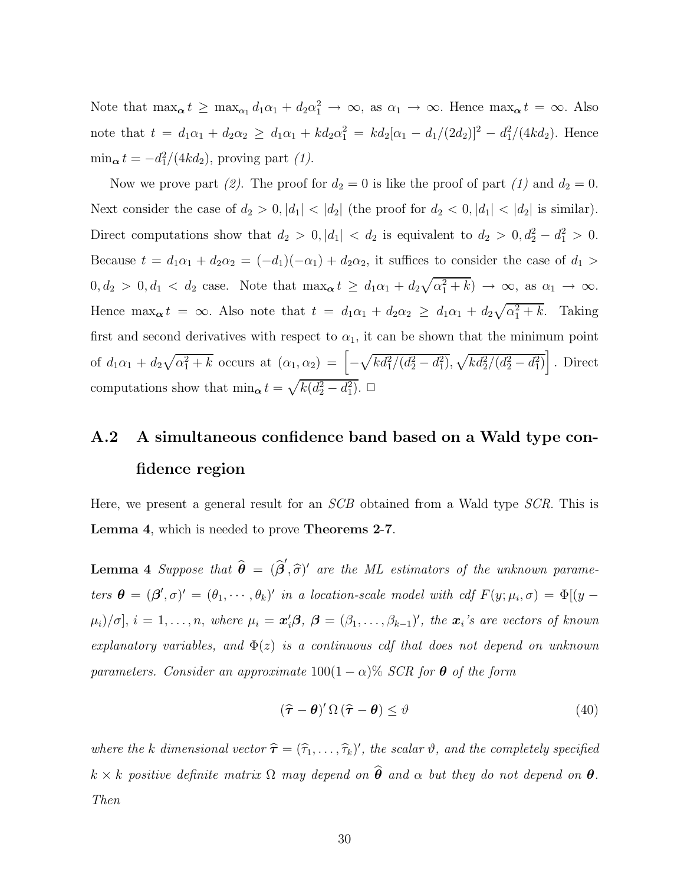Note that $\max_{\boldsymbol{\alpha}} t \geq \max_{\alpha_1} d_1\alpha_1 + d_2\alpha_1^2 \rightarrow \infty$, as $\alpha_1 \rightarrow \infty$. Hence $\max_{\boldsymbol{\alpha}} t = \infty$. Also note that $t = d_1\alpha_1 + d_2\alpha_2 \geq d_1\alpha_1 + kd_2\alpha_1^2 = kd_2[\alpha_1 - d_1/(2d_2)]^2 - d_1^2/(4kd_2)$. Hence $\min_{\boldsymbol{\alpha}} t = -d_1^2/(4kd_2)$, proving part *(1)*.

Now we prove part *(2)*. The proof for $d_2 = 0$ is like the proof of part *(1)* and $d_2 = 0$. Next consider the case of $d_2 > 0, |d_1| < |d_2|$ (the proof for $d_2 < 0, |d_1| < |d_2|$ is similar). Direct computations show that $d_2 > 0, |d_1| < d_2$ is equivalent to $d_2 > 0, d_2^2 - d_1^2 > 0$. Because $t = d_1\alpha_1 + d_2\alpha_2 = (-d_1)(-\alpha_1) + d_2\alpha_2$, it suffices to consider the case of $d_1 > 0, d_2 > 0, d_1 < d_2$ case. Note that $\max_{\boldsymbol{\alpha}} t \geq d_1\alpha_1 + d_2\sqrt{\alpha_1^2 + k}) \rightarrow \infty$, as $\alpha_1 \rightarrow \infty$. Hence $\max_{\boldsymbol{\alpha}} t = \infty$. Also note that $t = d_1\alpha_1 + d_2\alpha_2 \geq d_1\alpha_1 + d_2\sqrt{\alpha_1^2 + k}$. Taking first and second derivatives with respect to $\alpha_1$, it can be shown that the minimum point of $d_1\alpha_1 + d_2\sqrt{\alpha_1^2 + k}$ occurs at $(\alpha_1, \alpha_2) = \left[-\sqrt{kd_1^2/(d_2^2 - d_1^2)}, \sqrt{kd_2^2/(d_2^2 - d_1^2)}\right]$. Direct computations show that $\min_{\boldsymbol{\alpha}} t = \sqrt{k(d_2^2 - d_1^2)}$. $\square$

## A.2 A simultaneous confidence band based on a Wald type confidence region

Here, we present a general result for an *SCB* obtained from a Wald type *SCR*. This is **Lemma 4**, which is needed to prove **Theorems 2-7**.

**Lemma 4** *Suppose that $\widehat{\boldsymbol{\theta}} = (\widehat{\boldsymbol{\beta}}', \widehat{\sigma})'$ are the ML estimators of the unknown parameters $\boldsymbol{\theta} = (\boldsymbol{\beta}', \sigma)' = (\theta_1, \cdots, \theta_k)'$ in a location-scale model with cdf $F(y; \mu_i, \sigma) = \Phi[(y - \mu_i)/\sigma]$, $i = 1, \ldots, n$, where $\mu_i = \boldsymbol{x}_i'\boldsymbol{\beta}$, $\boldsymbol{\beta} = (\beta_1, \ldots, \beta_{k-1})'$, the $\boldsymbol{x}_i$'s are vectors of known explanatory variables, and $\Phi(z)$ is a continuous cdf that does not depend on unknown parameters. Consider an approximate $100(1-\alpha)\%$ SCR for $\boldsymbol{\theta}$ of the form*

$$(\widehat{\boldsymbol{\tau}} - \boldsymbol{\theta})' \, \Omega \, (\widehat{\boldsymbol{\tau}} - \boldsymbol{\theta}) \leq \vartheta \tag{40}$$

*where the $k$ dimensional vector $\widehat{\boldsymbol{\tau}} = (\widehat{\tau}_1, \ldots, \widehat{\tau}_k)'$, the scalar $\vartheta$, and the completely specified $k \times k$ positive definite matrix $\Omega$ may depend on $\widehat{\boldsymbol{\theta}}$ and $\alpha$ but they do not depend on $\boldsymbol{\theta}$. Then*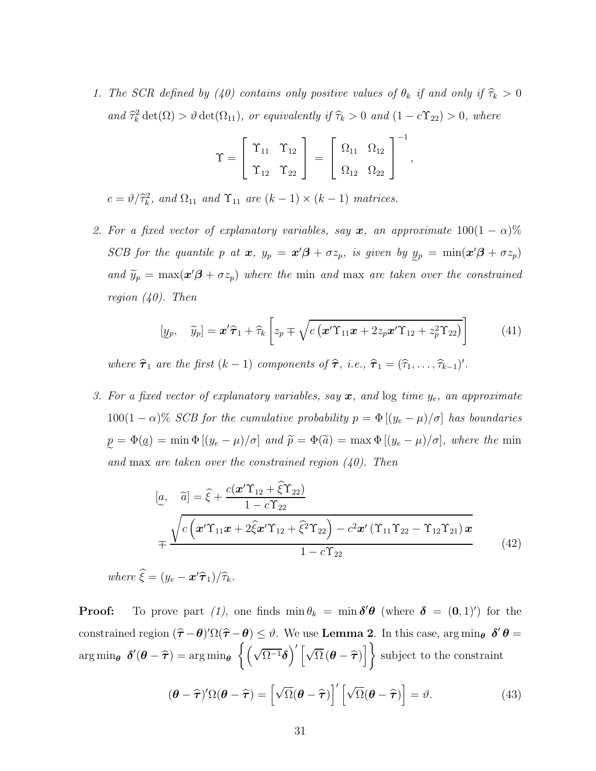1. *The SCR defined by (40) contains only positive values of $\theta_k$ if and only if $\widehat{\tau}_k > 0$ and $\widehat{\tau}_k^2 \det(\Omega) > \vartheta \det(\Omega_{11})$, or equivalently if $\widehat{\tau}_k > 0$ and $(1 - c\Upsilon_{22}) > 0$, where*

$$\Upsilon = \left[ \begin{array}{cc} \Upsilon_{11} & \Upsilon_{12} \\ \Upsilon_{12} & \Upsilon_{22} \end{array} \right] = \left[ \begin{array}{cc} \Omega_{11} & \Omega_{12} \\ \Omega_{12} & \Omega_{22} \end{array} \right]^{-1},$$

*$c = \vartheta/\widehat{\tau}_k^2$, and $\Omega_{11}$ and $\Upsilon_{11}$ are $(k-1) \times (k-1)$ matrices.*

2. *For a fixed vector of explanatory variables, say $\boldsymbol{x}$, an approximate $100(1-\alpha)\%$ SCB for the quantile $p$ at $\boldsymbol{x}$, $y_p = \boldsymbol{x}'\boldsymbol{\beta} + \sigma z_p$, is given by $\underset{\sim}{y}_p = \min(\boldsymbol{x}'\boldsymbol{\beta} + \sigma z_p)$ and $\widetilde{y}_p = \max(\boldsymbol{x}'\boldsymbol{\beta} + \sigma z_p)$ where the* min *and* max *are taken over the constrained region (40). Then*

$$[\underset{\sim}{y}_p, \quad \widetilde{y}_p] = \boldsymbol{x}'\widehat{\boldsymbol{\tau}}_1 + \widehat{\tau}_k \left[ z_p \mp \sqrt{c \left( \boldsymbol{x}'\Upsilon_{11}\boldsymbol{x} + 2z_p\boldsymbol{x}'\Upsilon_{12} + z_p^2\Upsilon_{22} \right)} \right] \tag{41}$$

*where $\widehat{\boldsymbol{\tau}}_1$ are the first $(k-1)$ components of $\widehat{\boldsymbol{\tau}}$, i.e., $\widehat{\boldsymbol{\tau}}_1 = (\widehat{\tau}_1, \ldots, \widehat{\tau}_{k-1})'$.*

3. *For a fixed vector of explanatory variables, say $\boldsymbol{x}$, and* log *time $y_e$, an approximate $100(1-\alpha)\%$ SCB for the cumulative probability $p = \Phi\left[(y_e - \mu)/\sigma\right]$ has boundaries $\underset{\sim}{p} = \Phi(\underset{\sim}{a}) = \min \Phi\left[(y_e - \mu)/\sigma\right]$ and $\widetilde{p} = \Phi(\widetilde{a}) = \max \Phi\left[(y_e - \mu)/\sigma\right]$, where the* min *and* max *are taken over the constrained region (40). Then*

$$\begin{aligned}
[\underset{\sim}{a}, \quad \widetilde{a}] &= \widehat{\xi} + \frac{c(\boldsymbol{x}'\Upsilon_{12} + \widehat{\xi}\Upsilon_{22})}{1 - c\Upsilon_{22}} \\
&\mp \frac{\sqrt{c\left( \boldsymbol{x}'\Upsilon_{11}\boldsymbol{x} + 2\widehat{\xi}\boldsymbol{x}'\Upsilon_{12} + \widehat{\xi}^2\Upsilon_{22} \right) - c^2\boldsymbol{x}'\left(\Upsilon_{11}\Upsilon_{22} - \Upsilon_{12}\Upsilon_{21}\right)\boldsymbol{x}}}{1 - c\Upsilon_{22}}
\end{aligned} \tag{42}$$

*where $\widehat{\xi} = (y_e - \boldsymbol{x}'\widehat{\boldsymbol{\tau}}_1)/\widehat{\tau}_k$.*

**Proof:** To prove part *(1)*, one finds $\min \theta_k = \min \boldsymbol{\delta}'\boldsymbol{\theta}$ (where $\boldsymbol{\delta} = (\mathbf{0}, 1)'$) for the constrained region $(\widehat{\boldsymbol{\tau}} - \boldsymbol{\theta})'\Omega(\widehat{\boldsymbol{\tau}} - \boldsymbol{\theta}) \leq \vartheta$. We use **Lemma 2**. In this case, $\arg\min_{\boldsymbol{\theta}} \ \boldsymbol{\delta}'\boldsymbol{\theta} = \arg\min_{\boldsymbol{\theta}} \ \boldsymbol{\delta}'(\boldsymbol{\theta} - \widehat{\boldsymbol{\tau}}) = \arg\min_{\boldsymbol{\theta}} \ \left\{ \left(\sqrt{\Omega^{-1}}\boldsymbol{\delta}\right)' \left[\sqrt{\Omega}\,(\boldsymbol{\theta} - \widehat{\boldsymbol{\tau}})\right] \right\}$ subject to the constraint

$$(\boldsymbol{\theta} - \widehat{\boldsymbol{\tau}})'\Omega(\boldsymbol{\theta} - \widehat{\boldsymbol{\tau}}) = \left[\sqrt{\Omega}(\boldsymbol{\theta} - \widehat{\boldsymbol{\tau}})\right]' \left[\sqrt{\Omega}(\boldsymbol{\theta} - \widehat{\boldsymbol{\tau}})\right] = \vartheta. \tag{43}$$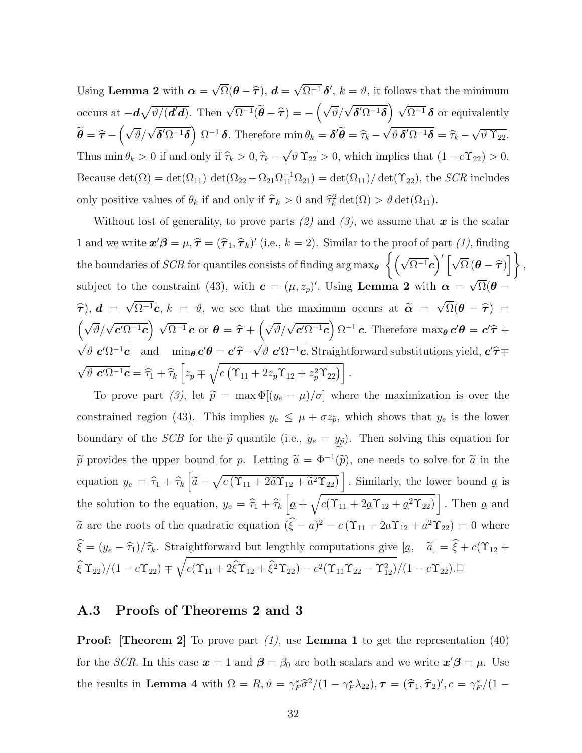Using **Lemma 2** with $\boldsymbol{\alpha} = \sqrt{\Omega}(\boldsymbol{\theta} - \widehat{\boldsymbol{\tau}})$, $\boldsymbol{d} = \sqrt{\Omega^{-1}}\,\boldsymbol{\delta}'$, $k = \vartheta$, it follows that the minimum occurs at $-\boldsymbol{d}\sqrt{\vartheta/(\boldsymbol{d}'\boldsymbol{d})}$. Then $\sqrt{\Omega^{-1}}(\widetilde{\boldsymbol{\theta}} - \widehat{\boldsymbol{\tau}}) = -\left(\sqrt{\vartheta}/\sqrt{\boldsymbol{\delta}'\Omega^{-1}\boldsymbol{\delta}}\right)\sqrt{\Omega^{-1}}\,\boldsymbol{\delta}$ or equivalently $\widetilde{\boldsymbol{\theta}} = \widehat{\boldsymbol{\tau}} - \left(\sqrt{\vartheta}/\sqrt{\boldsymbol{\delta}'\Omega^{-1}\boldsymbol{\delta}}\right)\Omega^{-1}\,\boldsymbol{\delta}$. Therefore $\min\theta_k = \boldsymbol{\delta}'\widetilde{\boldsymbol{\theta}} = \widehat{\tau}_k - \sqrt{\vartheta\,\boldsymbol{\delta}'\Omega^{-1}\boldsymbol{\delta}} = \widehat{\tau}_k - \sqrt{\vartheta\,\Upsilon_{22}}$. Thus $\min\theta_k > 0$ if and only if $\widehat{\tau}_k > 0, \widehat{\tau}_k - \sqrt{\vartheta\,\Upsilon_{22}} > 0$, which implies that $(1 - c\Upsilon_{22}) > 0$. Because $\det(\Omega) = \det(\Omega_{11})\,\det(\Omega_{22} - \Omega_{21}\Omega_{11}^{-1}\Omega_{21}) = \det(\Omega_{11})/\det(\Upsilon_{22})$, the *SCR* includes only positive values of $\theta_k$ if and only if $\widehat{\boldsymbol{\tau}}_k > 0$ and $\widehat{\tau}_k^2\det(\Omega) > \vartheta\det(\Omega_{11})$.

Without lost of generality, to prove parts *(2)* and *(3)*, we assume that $\boldsymbol{x}$ is the scalar 1 and we write $\boldsymbol{x}'\boldsymbol{\beta} = \mu$, $\widehat{\boldsymbol{\tau}} = (\widehat{\boldsymbol{\tau}}_1, \widehat{\boldsymbol{\tau}}_k)'$ (i.e., $k = 2$). Similar to the proof of part *(1)*, finding the boundaries of *SCB* for quantiles consists of finding $\arg\max_{\boldsymbol{\theta}}\left\{\left(\sqrt{\Omega^{-1}}\boldsymbol{c}\right)'\left[\sqrt{\Omega}\,(\boldsymbol{\theta} - \widehat{\boldsymbol{\tau}})\right]\right\}$, subject to the constraint (43), with $\boldsymbol{c} = (\mu, z_p)'$. Using **Lemma 2** with $\boldsymbol{\alpha} = \sqrt{\Omega}(\boldsymbol{\theta} - \widehat{\boldsymbol{\tau}})$, $\boldsymbol{d} = \sqrt{\Omega^{-1}}\boldsymbol{c}$, $k = \vartheta$, we see that the maximum occurs at $\widetilde{\boldsymbol{\alpha}} = \sqrt{\Omega}(\boldsymbol{\theta} - \widehat{\boldsymbol{\tau}}) = \left(\sqrt{\vartheta}/\sqrt{\boldsymbol{c}'\Omega^{-1}\boldsymbol{c}}\right)\sqrt{\Omega^{-1}}\,\boldsymbol{c}$ or $\boldsymbol{\theta} = \widehat{\boldsymbol{\tau}} + \left(\sqrt{\vartheta}/\sqrt{\boldsymbol{c}'\Omega^{-1}\boldsymbol{c}}\right)\Omega^{-1}\,\boldsymbol{c}$. Therefore $\max_{\boldsymbol{\theta}}\boldsymbol{c}'\boldsymbol{\theta} = \boldsymbol{c}'\widehat{\boldsymbol{\tau}} + \sqrt{\vartheta\;\boldsymbol{c}'\Omega^{-1}\boldsymbol{c}}$ and $\min_{\boldsymbol{\theta}}\boldsymbol{c}'\boldsymbol{\theta} = \boldsymbol{c}'\widehat{\boldsymbol{\tau}} - \sqrt{\vartheta\;\boldsymbol{c}'\Omega^{-1}\boldsymbol{c}}$. Straightforward substitutions yield, $\boldsymbol{c}'\widehat{\boldsymbol{\tau}} \mp \sqrt{\vartheta\;\boldsymbol{c}'\Omega^{-1}\boldsymbol{c}} = \widehat{\tau}_1 + \widehat{\tau}_k\left[z_p \mp \sqrt{c\left(\Upsilon_{11} + 2z_p\Upsilon_{12} + z_p^2\Upsilon_{22}\right)}\right]$.

To prove part *(3)*, let $\widetilde{p} = \max\Phi[(y_e - \mu)/\sigma]$ where the maximization is over the constrained region (43). This implies $y_e \le \mu + \sigma z_{\widetilde{p}}$, which shows that $y_e$ is the lower boundary of the *SCB* for the $\widetilde{p}$ quantile (i.e., $y_e = \underset{\sim}{y}_{\widetilde{p}}$). Then solving this equation for $\widetilde{p}$ provides the upper bound for $p$. Letting $\widetilde{a} = \Phi^{-1}(\widetilde{p})$, one needs to solve for $\widetilde{a}$ in the equation $y_e = \widehat{\tau}_1 + \widehat{\tau}_k\left[\widetilde{a} - \sqrt{c\left(\Upsilon_{11} + 2\widetilde{a}\Upsilon_{12} + \widetilde{a}^2\Upsilon_{22}\right)}\right]$. Similarly, the lower bound $\underset{\sim}{a}$ is the solution to the equation, $y_e = \widehat{\tau}_1 + \widehat{\tau}_k\left[\underset{\sim}{a} + \sqrt{c(\Upsilon_{11} + 2\underset{\sim}{a}\Upsilon_{12} + \underset{\sim}{a}^2\Upsilon_{22})}\right]$. Then $\underset{\sim}{a}$ and $\widetilde{a}$ are the roots of the quadratic equation $(\widehat{\xi} - a)^2 - c\left(\Upsilon_{11} + 2a\Upsilon_{12} + a^2\Upsilon_{22}\right) = 0$ where $\widehat{\xi} = (y_e - \widehat{\tau}_1)/\widehat{\tau}_k$. Straightforward but lengthly computations give $[\underset{\sim}{a},\quad \widetilde{a}] = \widehat{\xi} + c(\Upsilon_{12} + \widehat{\xi}\,\Upsilon_{22})/(1 - c\Upsilon_{22}) \mp \sqrt{c(\Upsilon_{11} + 2\widehat{\xi}\Upsilon_{12} + \widehat{\xi}^2\Upsilon_{22}) - c^2(\Upsilon_{11}\Upsilon_{22} - \Upsilon_{12}^2)}/(1 - c\Upsilon_{22})$.□

## A.3 Proofs of Theorems 2 and 3

**Proof:** [**Theorem 2**] To prove part *(1)*, use **Lemma 1** to get the representation (40) for the *SCR*. In this case $\boldsymbol{x} = 1$ and $\boldsymbol{\beta} = \beta_0$ are both scalars and we write $\boldsymbol{x}'\boldsymbol{\beta} = \mu$. Use the results in **Lemma 4** with $\Omega = R, \vartheta = \gamma_F^s\widehat{\sigma}^2/(1 - \gamma_F^s\lambda_{22}), \boldsymbol{\tau} = (\widehat{\boldsymbol{\tau}}_1, \widehat{\boldsymbol{\tau}}_2)', c = \gamma_F^s/(1 -$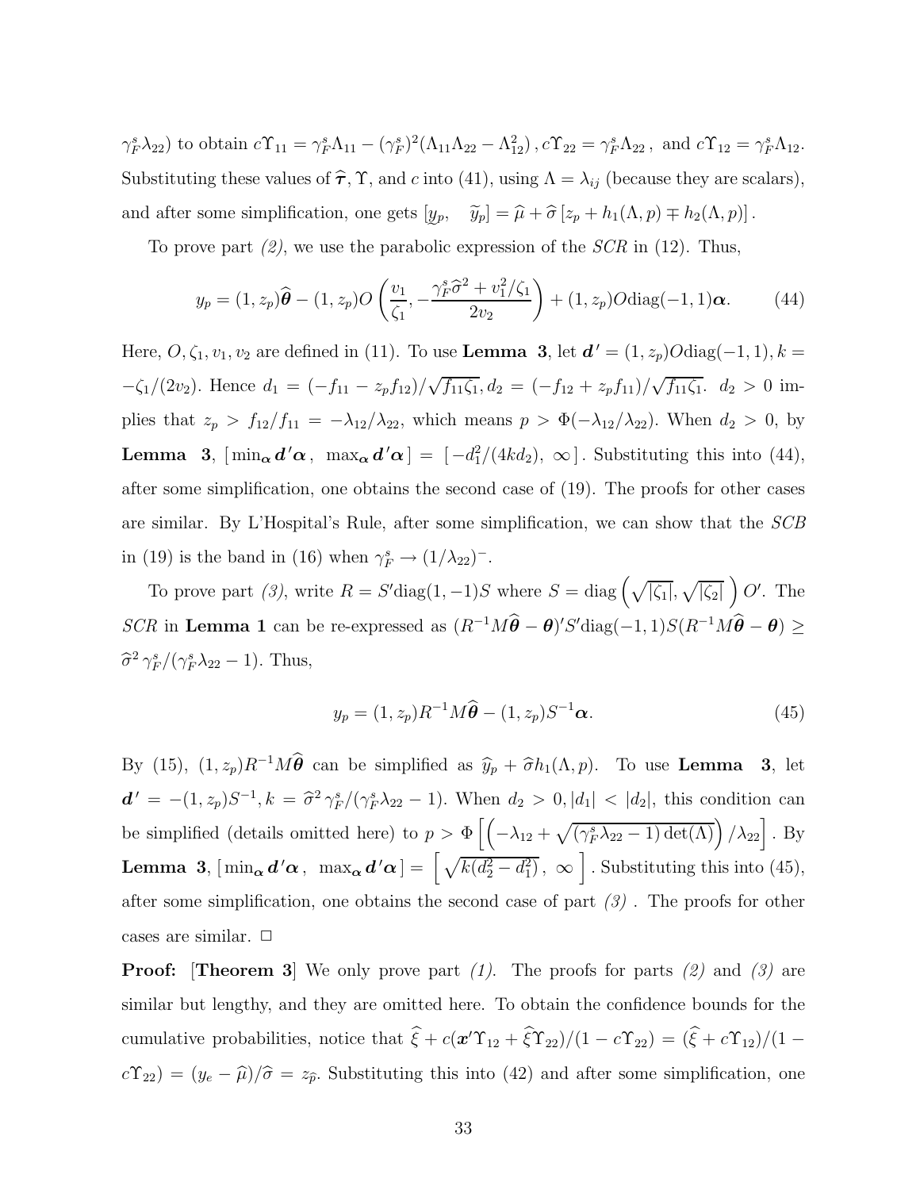$\gamma_F^s\lambda_{22}$) to obtain $c\Upsilon_{11} = \gamma_F^s\Lambda_{11} - (\gamma_F^s)^2(\Lambda_{11}\Lambda_{22} - \Lambda_{12}^2)\,, c\Upsilon_{22} = \gamma_F^s\Lambda_{22}\,,$ and $c\Upsilon_{12} = \gamma_F^s\Lambda_{12}$. Substituting these values of $\widehat{\boldsymbol{\tau}}, \Upsilon$, and $c$ into (41), using $\Lambda = \lambda_{ij}$ (because they are scalars), and after some simplification, one gets $[\underline{y}_p, \quad \widetilde{y}_p] = \widehat{\mu} + \widehat{\sigma}\,[z_p + h_1(\Lambda, p) \mp h_2(\Lambda, p)]\,.$

To prove part *(2)*, we use the parabolic expression of the *SCR* in (12). Thus,

$$y_p = (1, z_p)\widehat{\boldsymbol{\theta}} - (1, z_p)O\left(\frac{v_1}{\zeta_1}, -\frac{\gamma_F^s\widehat{\sigma}^2 + v_1^2/\zeta_1}{2v_2}\right) + (1, z_p)O\text{diag}(-1, 1)\boldsymbol{\alpha}. \tag{44}$$

Here, $O, \zeta_1, v_1, v_2$ are defined in (11). To use **Lemma 3**, let $\boldsymbol{d'} = (1, z_p)O\text{diag}(-1, 1), k = -\zeta_1/(2v_2)$. Hence $d_1 = (-f_{11} - z_p f_{12})/\sqrt{f_{11}\zeta_1}, d_2 = (-f_{12} + z_p f_{11})/\sqrt{f_{11}\zeta_1}$. $d_2 > 0$ implies that $z_p > f_{12}/f_{11} = -\lambda_{12}/\lambda_{22}$, which means $p > \Phi(-\lambda_{12}/\lambda_{22})$. When $d_2 > 0$, by **Lemma 3**, $[\,\min_{\boldsymbol{\alpha}} \boldsymbol{d'\alpha}\,,\ \max_{\boldsymbol{\alpha}} \boldsymbol{d'\alpha}\,] = [\,-d_1^2/(4kd_2),\ \infty\,]$. Substituting this into (44), after some simplification, one obtains the second case of (19). The proofs for other cases are similar. By L'Hospital's Rule, after some simplification, we can show that the *SCB* in (19) is the band in (16) when $\gamma_F^s \to (1/\lambda_{22})^-$.

To prove part *(3)*, write $R = S'\text{diag}(1, -1)S$ where $S = \text{diag}\left(\sqrt{|\zeta_1|}, \sqrt{|\zeta_2|}\ \right)O'$. The *SCR* in **Lemma 1** can be re-expressed as $(R^{-1}M\widehat{\boldsymbol{\theta}} - \boldsymbol{\theta})'S'\text{diag}(-1, 1)S(R^{-1}M\widehat{\boldsymbol{\theta}} - \boldsymbol{\theta}) \geq \widehat{\sigma}^2\,\gamma_F^s/(\gamma_F^s\lambda_{22} - 1)$. Thus,

$$y_p = (1, z_p)R^{-1}M\widehat{\boldsymbol{\theta}} - (1, z_p)S^{-1}\boldsymbol{\alpha}. \tag{45}$$

By (15), $(1, z_p)R^{-1}M\widehat{\boldsymbol{\theta}}$ can be simplified as $\widehat{y}_p + \widehat{\sigma}h_1(\Lambda, p)$. To use **Lemma 3**, let $\boldsymbol{d'} = -(1, z_p)S^{-1}, k = \widehat{\sigma}^2\,\gamma_F^s/(\gamma_F^s\lambda_{22} - 1)$. When $d_2 > 0, |d_1| < |d_2|$, this condition can be simplified (details omitted here) to $p > \Phi\left[\left(-\lambda_{12} + \sqrt{(\gamma_F^s\lambda_{22} - 1)\det(\Lambda)}\right)/\lambda_{22}\right]$. By **Lemma 3**, $[\,\min_{\boldsymbol{\alpha}} \boldsymbol{d'\alpha}\,,\ \max_{\boldsymbol{\alpha}} \boldsymbol{d'\alpha}\,] = \left[\ \sqrt{k(d_2^2 - d_1^2)},\ \infty\ \right]$. Substituting this into (45), after some simplification, one obtains the second case of part *(3)* . The proofs for other cases are similar. $\Box$

**Proof:** [**Theorem 3**] We only prove part *(1)*. The proofs for parts *(2)* and *(3)* are similar but lengthy, and they are omitted here. To obtain the confidence bounds for the cumulative probabilities, notice that $\widehat{\xi} + c(\boldsymbol{x'}\Upsilon_{12} + \widehat{\xi}\Upsilon_{22})/(1 - c\Upsilon_{22}) = (\widehat{\xi} + c\Upsilon_{12})/(1 - c\Upsilon_{22}) = (y_e - \widehat{\mu})/\widehat{\sigma} = z_{\widehat{p}}$. Substituting this into (42) and after some simplification, one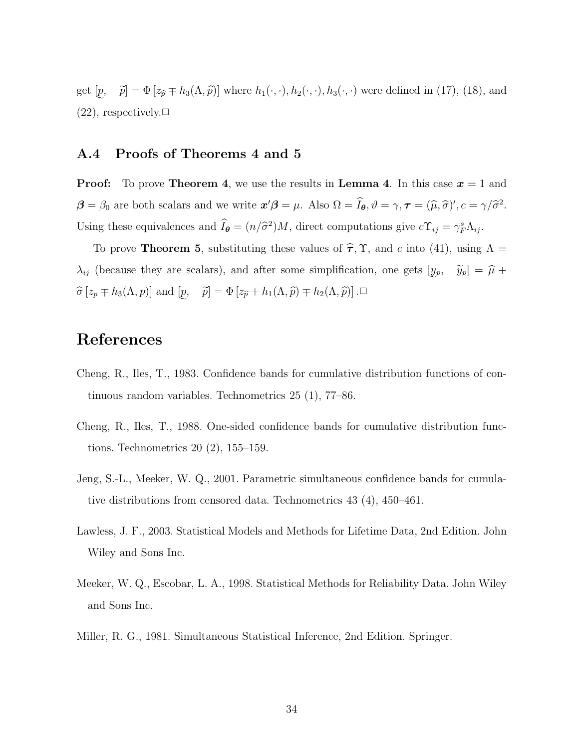get $[\underset{\sim}{p}, \quad \widetilde{p}] = \Phi\left[z_{\widehat{p}} \mp h_3(\Lambda, \widehat{p})\right]$ where $h_1(\cdot,\cdot), h_2(\cdot,\cdot), h_3(\cdot,\cdot)$ were defined in (17), (18), and (22), respectively.□

## A.4 Proofs of Theorems 4 and 5

**Proof:** To prove **Theorem 4**, we use the results in **Lemma 4**. In this case $\boldsymbol{x} = 1$ and $\boldsymbol{\beta} = \beta_0$ are both scalars and we write $\boldsymbol{x}'\boldsymbol{\beta} = \mu$. Also $\Omega = \widehat{I}_{\boldsymbol{\theta}}, \vartheta = \gamma, \boldsymbol{\tau} = (\widehat{\mu}, \widehat{\sigma})', c = \gamma/\widehat{\sigma}^2$. Using these equivalences and $\widehat{I}_{\boldsymbol{\theta}} = (n/\widehat{\sigma}^2)M$, direct computations give $c\Upsilon_{ij} = \gamma_F^s \Lambda_{ij}$.

To prove **Theorem 5**, substituting these values of $\widehat{\boldsymbol{\tau}}, \Upsilon$, and $c$ into (41), using $\Lambda = \lambda_{ij}$ (because they are scalars), and after some simplification, one gets $[\underset{\sim}{y}_p, \quad \widetilde{y}_p] = \widehat{\mu} + \widehat{\sigma}\left[z_p \mp h_3(\Lambda, p)\right]$ and $[\underset{\sim}{p}, \quad \widetilde{p}] = \Phi\left[z_{\widehat{p}} + h_1(\Lambda, \widehat{p}) \mp h_2(\Lambda, \widehat{p})\right]$.□

# References

Cheng, R., Iles, T., 1983. Confidence bands for cumulative distribution functions of continuous random variables. Technometrics 25 (1), 77–86.

Cheng, R., Iles, T., 1988. One-sided confidence bands for cumulative distribution functions. Technometrics 20 (2), 155–159.

Jeng, S.-L., Meeker, W. Q., 2001. Parametric simultaneous confidence bands for cumulative distributions from censored data. Technometrics 43 (4), 450–461.

Lawless, J. F., 2003. Statistical Models and Methods for Lifetime Data, 2nd Edition. John Wiley and Sons Inc.

Meeker, W. Q., Escobar, L. A., 1998. Statistical Methods for Reliability Data. John Wiley and Sons Inc.

Miller, R. G., 1981. Simultaneous Statistical Inference, 2nd Edition. Springer.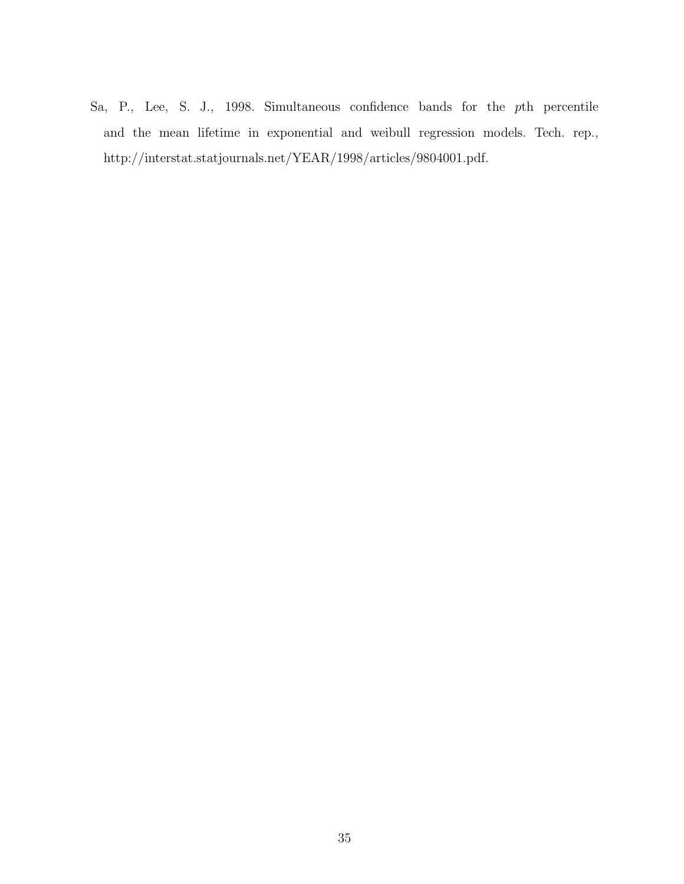Sa, P., Lee, S. J., 1998. Simultaneous confidence bands for the $p$th percentile and the mean lifetime in exponential and weibull regression models. Tech. rep., http://interstat.statjournals.net/YEAR/1998/articles/9804001.pdf.